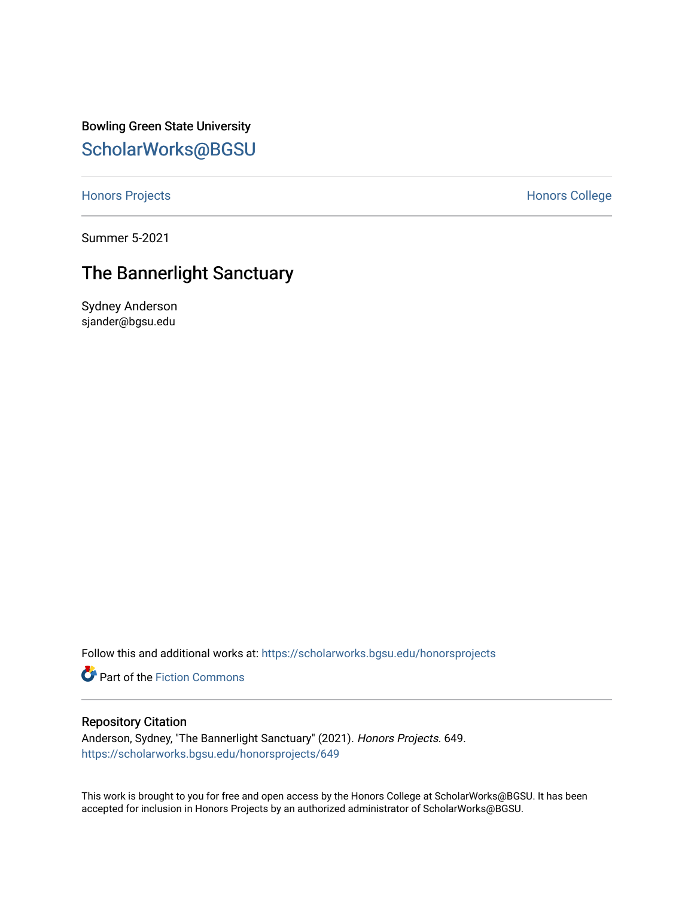Bowling Green State University

# ScholarWorks@BGSU

Honors Projects

Honors College

Summer 5-2021

## The Bannerlight Sanctuary

Sydney Anderson
sjander@bgsu.edu

Follow this and additional works at: https://scholarworks.bgsu.edu/honorsprojects

Part of the Fiction Commons

### Repository Citation

Anderson, Sydney, "The Bannerlight Sanctuary" (2021). *Honors Projects*. 649.
https://scholarworks.bgsu.edu/honorsprojects/649

This work is brought to you for free and open access by the Honors College at ScholarWorks@BGSU. It has been accepted for inclusion in Honors Projects by an authorized administrator of ScholarWorks@BGSU.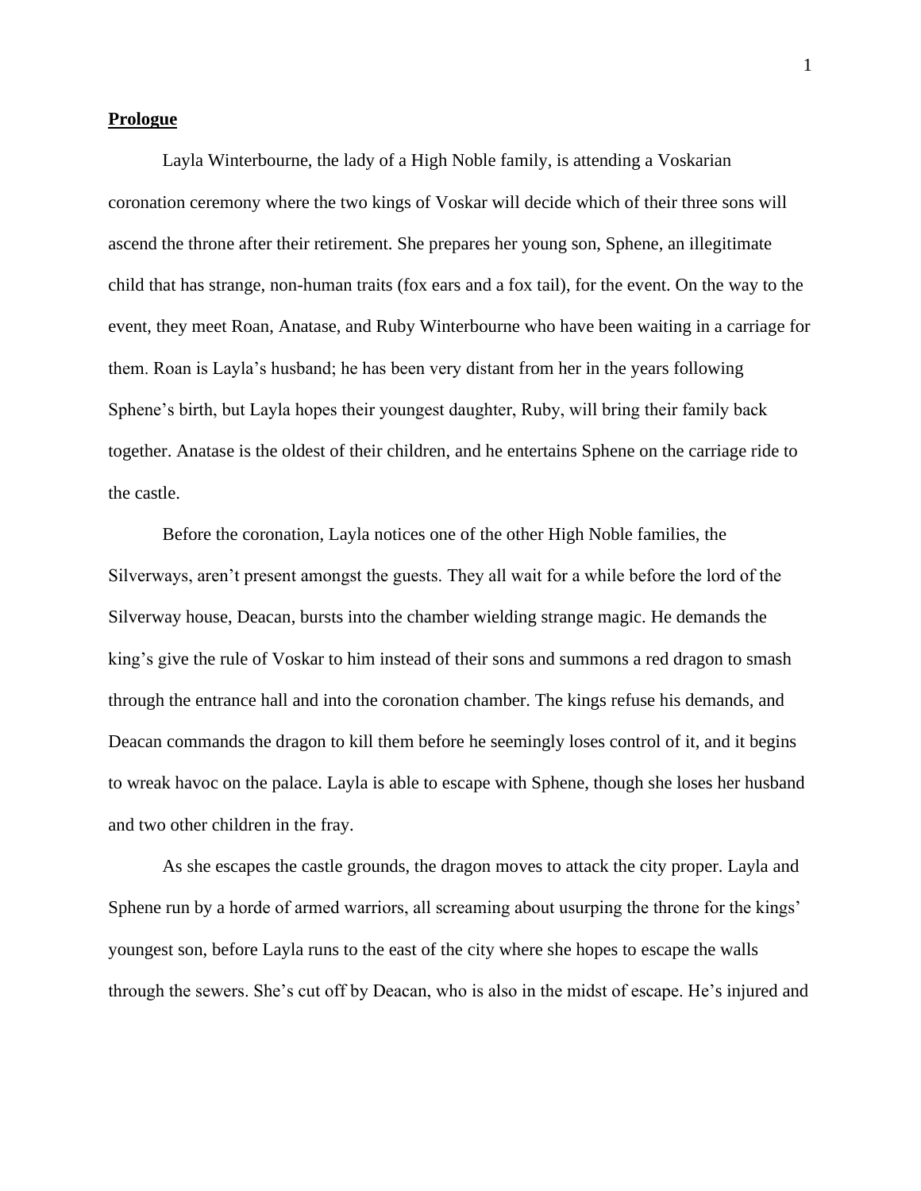**Prologue**

Layla Winterbourne, the lady of a High Noble family, is attending a Voskarian coronation ceremony where the two kings of Voskar will decide which of their three sons will ascend the throne after their retirement. She prepares her young son, Sphene, an illegitimate child that has strange, non-human traits (fox ears and a fox tail), for the event. On the way to the event, they meet Roan, Anatase, and Ruby Winterbourne who have been waiting in a carriage for them. Roan is Layla's husband; he has been very distant from her in the years following Sphene's birth, but Layla hopes their youngest daughter, Ruby, will bring their family back together. Anatase is the oldest of their children, and he entertains Sphene on the carriage ride to the castle.

Before the coronation, Layla notices one of the other High Noble families, the Silverways, aren't present amongst the guests. They all wait for a while before the lord of the Silverway house, Deacan, bursts into the chamber wielding strange magic. He demands the king's give the rule of Voskar to him instead of their sons and summons a red dragon to smash through the entrance hall and into the coronation chamber. The kings refuse his demands, and Deacan commands the dragon to kill them before he seemingly loses control of it, and it begins to wreak havoc on the palace. Layla is able to escape with Sphene, though she loses her husband and two other children in the fray.

As she escapes the castle grounds, the dragon moves to attack the city proper. Layla and Sphene run by a horde of armed warriors, all screaming about usurping the throne for the kings' youngest son, before Layla runs to the east of the city where she hopes to escape the walls through the sewers. She's cut off by Deacan, who is also in the midst of escape. He's injured and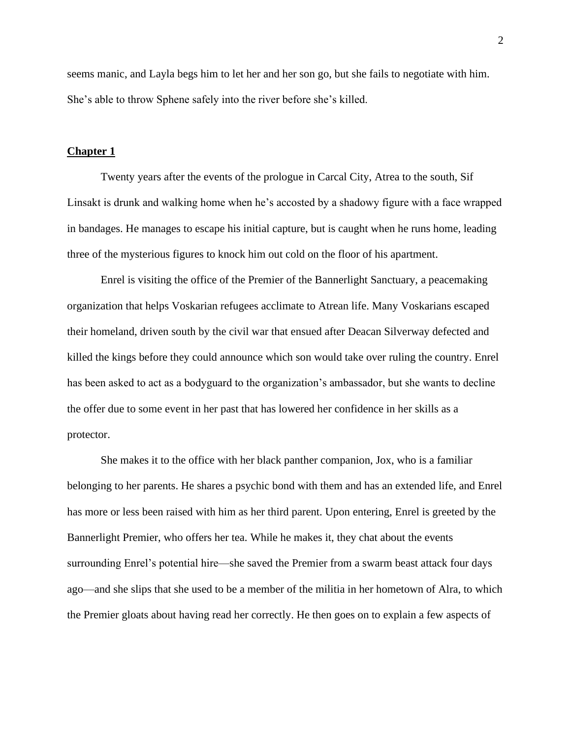seems manic, and Layla begs him to let her and her son go, but she fails to negotiate with him. She's able to throw Sphene safely into the river before she's killed.

## **Chapter 1**

Twenty years after the events of the prologue in Carcal City, Atrea to the south, Sif Linsakt is drunk and walking home when he's accosted by a shadowy figure with a face wrapped in bandages. He manages to escape his initial capture, but is caught when he runs home, leading three of the mysterious figures to knock him out cold on the floor of his apartment.

Enrel is visiting the office of the Premier of the Bannerlight Sanctuary, a peacemaking organization that helps Voskarian refugees acclimate to Atrean life. Many Voskarians escaped their homeland, driven south by the civil war that ensued after Deacan Silverway defected and killed the kings before they could announce which son would take over ruling the country. Enrel has been asked to act as a bodyguard to the organization's ambassador, but she wants to decline the offer due to some event in her past that has lowered her confidence in her skills as a protector.

She makes it to the office with her black panther companion, Jox, who is a familiar belonging to her parents. He shares a psychic bond with them and has an extended life, and Enrel has more or less been raised with him as her third parent. Upon entering, Enrel is greeted by the Bannerlight Premier, who offers her tea. While he makes it, they chat about the events surrounding Enrel's potential hire—she saved the Premier from a swarm beast attack four days ago—and she slips that she used to be a member of the militia in her hometown of Alra, to which the Premier gloats about having read her correctly. He then goes on to explain a few aspects of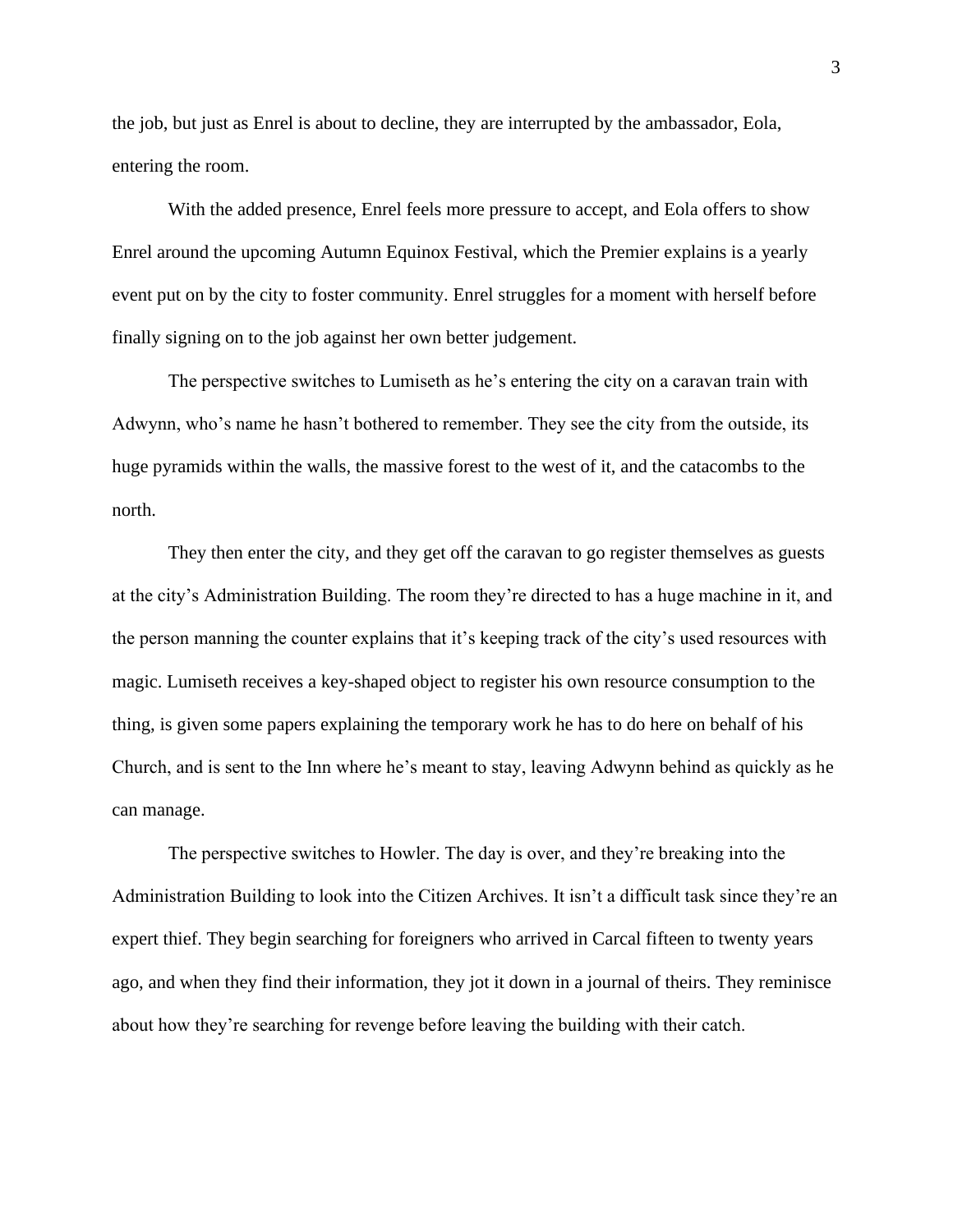the job, but just as Enrel is about to decline, they are interrupted by the ambassador, Eola, entering the room.

With the added presence, Enrel feels more pressure to accept, and Eola offers to show Enrel around the upcoming Autumn Equinox Festival, which the Premier explains is a yearly event put on by the city to foster community. Enrel struggles for a moment with herself before finally signing on to the job against her own better judgement.

The perspective switches to Lumiseth as he's entering the city on a caravan train with Adwynn, who's name he hasn't bothered to remember. They see the city from the outside, its huge pyramids within the walls, the massive forest to the west of it, and the catacombs to the north.

They then enter the city, and they get off the caravan to go register themselves as guests at the city's Administration Building. The room they're directed to has a huge machine in it, and the person manning the counter explains that it's keeping track of the city's used resources with magic. Lumiseth receives a key-shaped object to register his own resource consumption to the thing, is given some papers explaining the temporary work he has to do here on behalf of his Church, and is sent to the Inn where he's meant to stay, leaving Adwynn behind as quickly as he can manage.

The perspective switches to Howler. The day is over, and they're breaking into the Administration Building to look into the Citizen Archives. It isn't a difficult task since they're an expert thief. They begin searching for foreigners who arrived in Carcal fifteen to twenty years ago, and when they find their information, they jot it down in a journal of theirs. They reminisce about how they're searching for revenge before leaving the building with their catch.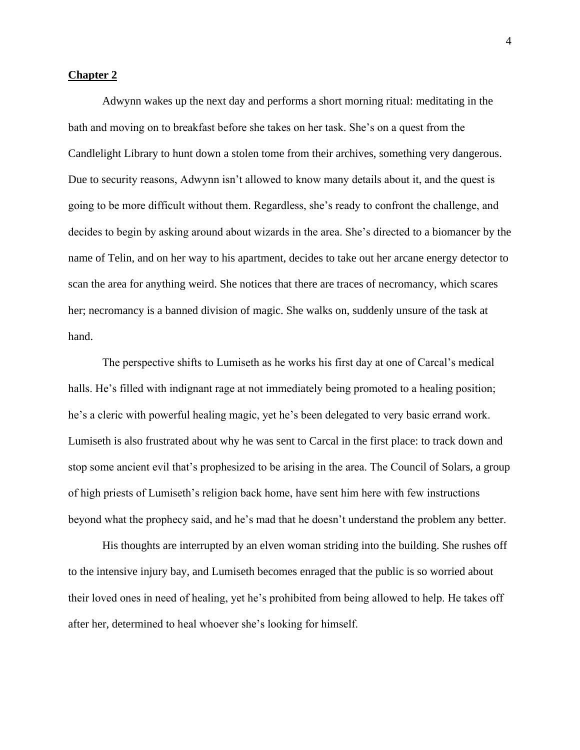## Chapter 2

Adwynn wakes up the next day and performs a short morning ritual: meditating in the bath and moving on to breakfast before she takes on her task. She's on a quest from the Candlelight Library to hunt down a stolen tome from their archives, something very dangerous. Due to security reasons, Adwynn isn't allowed to know many details about it, and the quest is going to be more difficult without them. Regardless, she's ready to confront the challenge, and decides to begin by asking around about wizards in the area. She's directed to a biomancer by the name of Telin, and on her way to his apartment, decides to take out her arcane energy detector to scan the area for anything weird. She notices that there are traces of necromancy, which scares her; necromancy is a banned division of magic. She walks on, suddenly unsure of the task at hand.

The perspective shifts to Lumiseth as he works his first day at one of Carcal's medical halls. He's filled with indignant rage at not immediately being promoted to a healing position; he's a cleric with powerful healing magic, yet he's been delegated to very basic errand work. Lumiseth is also frustrated about why he was sent to Carcal in the first place: to track down and stop some ancient evil that's prophesized to be arising in the area. The Council of Solars, a group of high priests of Lumiseth's religion back home, have sent him here with few instructions beyond what the prophecy said, and he's mad that he doesn't understand the problem any better.

His thoughts are interrupted by an elven woman striding into the building. She rushes off to the intensive injury bay, and Lumiseth becomes enraged that the public is so worried about their loved ones in need of healing, yet he's prohibited from being allowed to help. He takes off after her, determined to heal whoever she's looking for himself.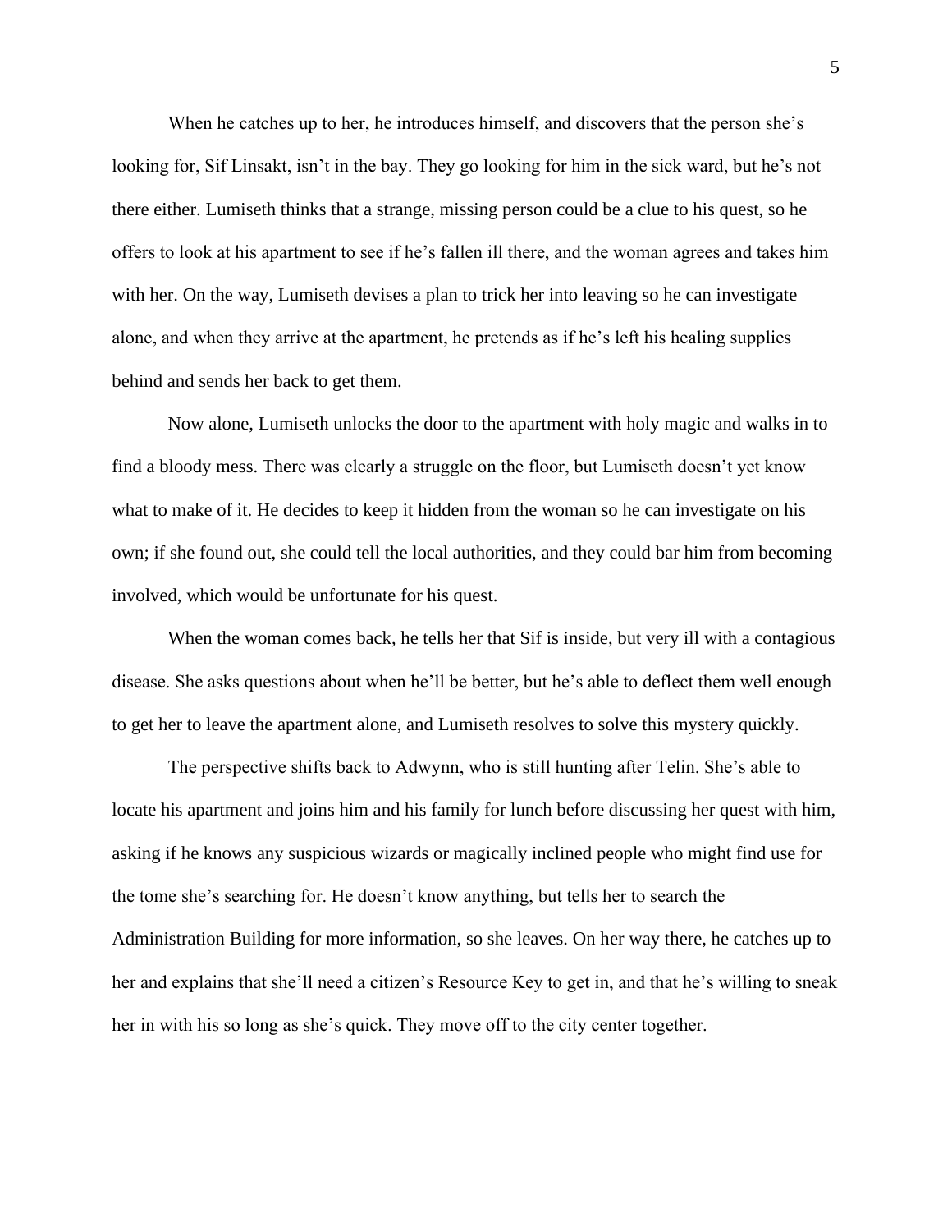When he catches up to her, he introduces himself, and discovers that the person she's looking for, Sif Linsakt, isn't in the bay. They go looking for him in the sick ward, but he's not there either. Lumiseth thinks that a strange, missing person could be a clue to his quest, so he offers to look at his apartment to see if he's fallen ill there, and the woman agrees and takes him with her. On the way, Lumiseth devises a plan to trick her into leaving so he can investigate alone, and when they arrive at the apartment, he pretends as if he's left his healing supplies behind and sends her back to get them.

Now alone, Lumiseth unlocks the door to the apartment with holy magic and walks in to find a bloody mess. There was clearly a struggle on the floor, but Lumiseth doesn't yet know what to make of it. He decides to keep it hidden from the woman so he can investigate on his own; if she found out, she could tell the local authorities, and they could bar him from becoming involved, which would be unfortunate for his quest.

When the woman comes back, he tells her that Sif is inside, but very ill with a contagious disease. She asks questions about when he'll be better, but he's able to deflect them well enough to get her to leave the apartment alone, and Lumiseth resolves to solve this mystery quickly.

The perspective shifts back to Adwynn, who is still hunting after Telin. She's able to locate his apartment and joins him and his family for lunch before discussing her quest with him, asking if he knows any suspicious wizards or magically inclined people who might find use for the tome she's searching for. He doesn't know anything, but tells her to search the Administration Building for more information, so she leaves. On her way there, he catches up to her and explains that she'll need a citizen's Resource Key to get in, and that he's willing to sneak her in with his so long as she's quick. They move off to the city center together.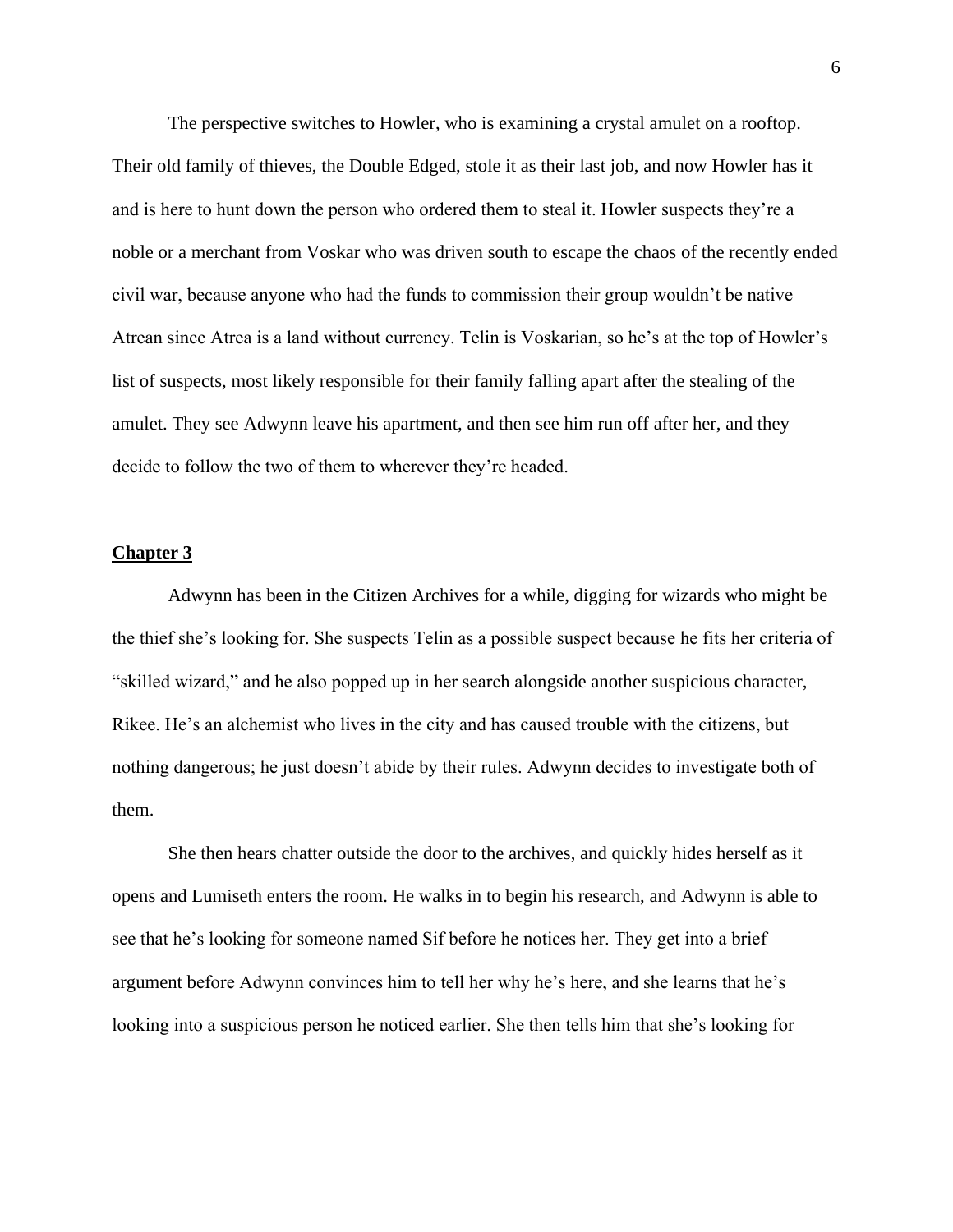The perspective switches to Howler, who is examining a crystal amulet on a rooftop. Their old family of thieves, the Double Edged, stole it as their last job, and now Howler has it and is here to hunt down the person who ordered them to steal it. Howler suspects they're a noble or a merchant from Voskar who was driven south to escape the chaos of the recently ended civil war, because anyone who had the funds to commission their group wouldn't be native Atrean since Atrea is a land without currency. Telin is Voskarian, so he's at the top of Howler's list of suspects, most likely responsible for their family falling apart after the stealing of the amulet. They see Adwynn leave his apartment, and then see him run off after her, and they decide to follow the two of them to wherever they're headed.

## **Chapter 3**

Adwynn has been in the Citizen Archives for a while, digging for wizards who might be the thief she's looking for. She suspects Telin as a possible suspect because he fits her criteria of "skilled wizard," and he also popped up in her search alongside another suspicious character, Rikee. He's an alchemist who lives in the city and has caused trouble with the citizens, but nothing dangerous; he just doesn't abide by their rules. Adwynn decides to investigate both of them.

She then hears chatter outside the door to the archives, and quickly hides herself as it opens and Lumiseth enters the room. He walks in to begin his research, and Adwynn is able to see that he's looking for someone named Sif before he notices her. They get into a brief argument before Adwynn convinces him to tell her why he's here, and she learns that he's looking into a suspicious person he noticed earlier. She then tells him that she's looking for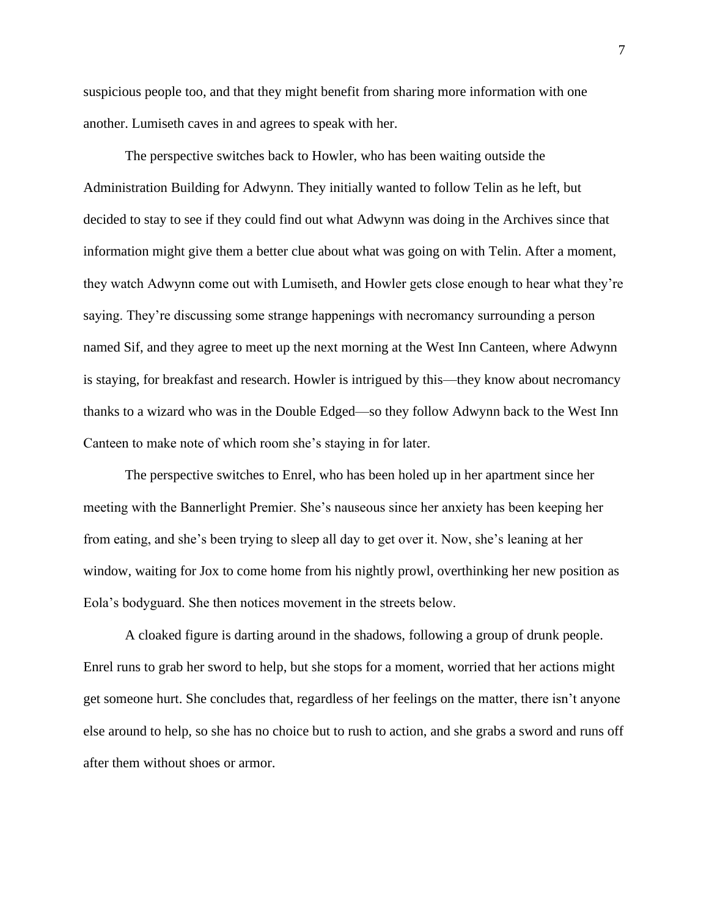suspicious people too, and that they might benefit from sharing more information with one another. Lumiseth caves in and agrees to speak with her.

The perspective switches back to Howler, who has been waiting outside the Administration Building for Adwynn. They initially wanted to follow Telin as he left, but decided to stay to see if they could find out what Adwynn was doing in the Archives since that information might give them a better clue about what was going on with Telin. After a moment, they watch Adwynn come out with Lumiseth, and Howler gets close enough to hear what they're saying. They're discussing some strange happenings with necromancy surrounding a person named Sif, and they agree to meet up the next morning at the West Inn Canteen, where Adwynn is staying, for breakfast and research. Howler is intrigued by this—they know about necromancy thanks to a wizard who was in the Double Edged—so they follow Adwynn back to the West Inn Canteen to make note of which room she's staying in for later.

The perspective switches to Enrel, who has been holed up in her apartment since her meeting with the Bannerlight Premier. She's nauseous since her anxiety has been keeping her from eating, and she's been trying to sleep all day to get over it. Now, she's leaning at her window, waiting for Jox to come home from his nightly prowl, overthinking her new position as Eola's bodyguard. She then notices movement in the streets below.

A cloaked figure is darting around in the shadows, following a group of drunk people. Enrel runs to grab her sword to help, but she stops for a moment, worried that her actions might get someone hurt. She concludes that, regardless of her feelings on the matter, there isn't anyone else around to help, so she has no choice but to rush to action, and she grabs a sword and runs off after them without shoes or armor.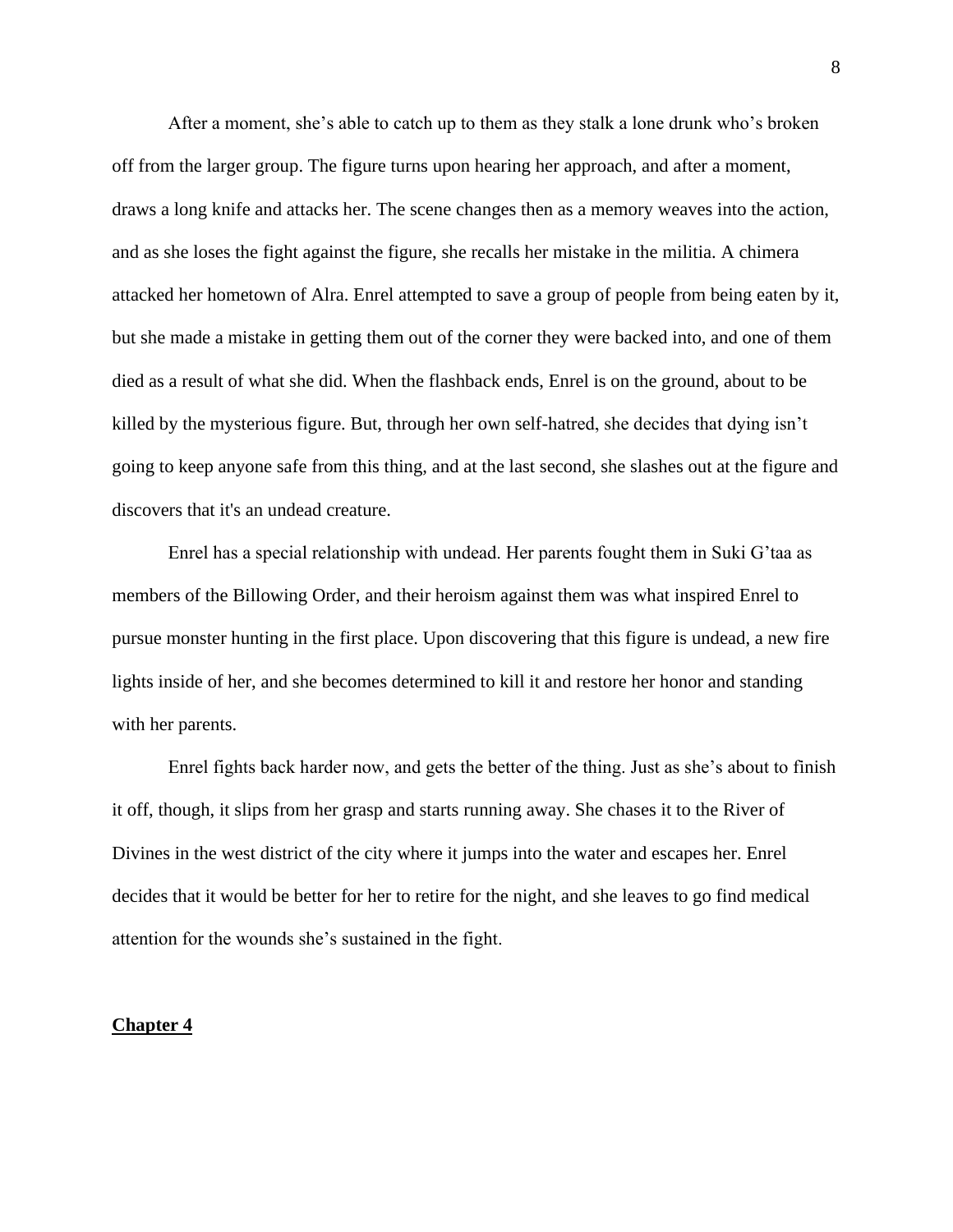After a moment, she's able to catch up to them as they stalk a lone drunk who's broken off from the larger group. The figure turns upon hearing her approach, and after a moment, draws a long knife and attacks her. The scene changes then as a memory weaves into the action, and as she loses the fight against the figure, she recalls her mistake in the militia. A chimera attacked her hometown of Alra. Enrel attempted to save a group of people from being eaten by it, but she made a mistake in getting them out of the corner they were backed into, and one of them died as a result of what she did. When the flashback ends, Enrel is on the ground, about to be killed by the mysterious figure. But, through her own self-hatred, she decides that dying isn't going to keep anyone safe from this thing, and at the last second, she slashes out at the figure and discovers that it's an undead creature.

Enrel has a special relationship with undead. Her parents fought them in Suki G'taa as members of the Billowing Order, and their heroism against them was what inspired Enrel to pursue monster hunting in the first place. Upon discovering that this figure is undead, a new fire lights inside of her, and she becomes determined to kill it and restore her honor and standing with her parents.

Enrel fights back harder now, and gets the better of the thing. Just as she's about to finish it off, though, it slips from her grasp and starts running away. She chases it to the River of Divines in the west district of the city where it jumps into the water and escapes her. Enrel decides that it would be better for her to retire for the night, and she leaves to go find medical attention for the wounds she's sustained in the fight.

## Chapter 4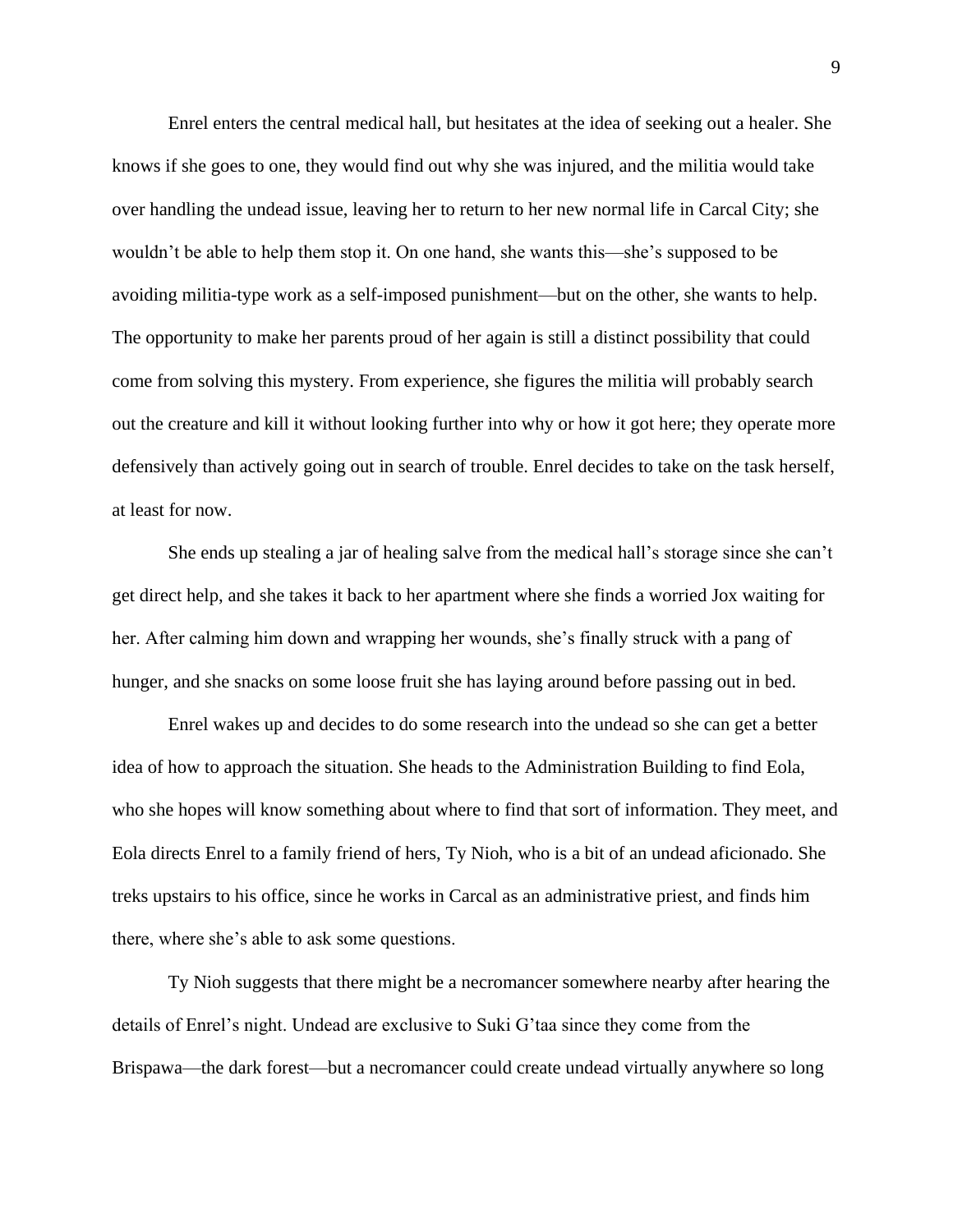Enrel enters the central medical hall, but hesitates at the idea of seeking out a healer. She knows if she goes to one, they would find out why she was injured, and the militia would take over handling the undead issue, leaving her to return to her new normal life in Carcal City; she wouldn't be able to help them stop it. On one hand, she wants this—she's supposed to be avoiding militia-type work as a self-imposed punishment—but on the other, she wants to help. The opportunity to make her parents proud of her again is still a distinct possibility that could come from solving this mystery. From experience, she figures the militia will probably search out the creature and kill it without looking further into why or how it got here; they operate more defensively than actively going out in search of trouble. Enrel decides to take on the task herself, at least for now.

She ends up stealing a jar of healing salve from the medical hall's storage since she can't get direct help, and she takes it back to her apartment where she finds a worried Jox waiting for her. After calming him down and wrapping her wounds, she's finally struck with a pang of hunger, and she snacks on some loose fruit she has laying around before passing out in bed.

Enrel wakes up and decides to do some research into the undead so she can get a better idea of how to approach the situation. She heads to the Administration Building to find Eola, who she hopes will know something about where to find that sort of information. They meet, and Eola directs Enrel to a family friend of hers, Ty Nioh, who is a bit of an undead aficionado. She treks upstairs to his office, since he works in Carcal as an administrative priest, and finds him there, where she's able to ask some questions.

Ty Nioh suggests that there might be a necromancer somewhere nearby after hearing the details of Enrel's night. Undead are exclusive to Suki G'taa since they come from the Brispawa—the dark forest—but a necromancer could create undead virtually anywhere so long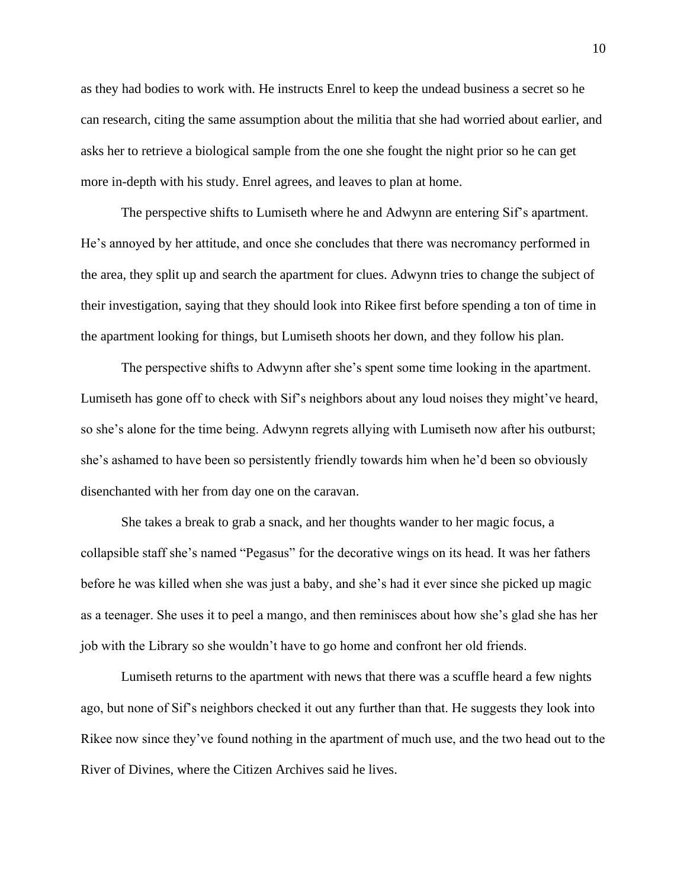as they had bodies to work with. He instructs Enrel to keep the undead business a secret so he can research, citing the same assumption about the militia that she had worried about earlier, and asks her to retrieve a biological sample from the one she fought the night prior so he can get more in-depth with his study. Enrel agrees, and leaves to plan at home.

The perspective shifts to Lumiseth where he and Adwynn are entering Sif's apartment. He's annoyed by her attitude, and once she concludes that there was necromancy performed in the area, they split up and search the apartment for clues. Adwynn tries to change the subject of their investigation, saying that they should look into Rikee first before spending a ton of time in the apartment looking for things, but Lumiseth shoots her down, and they follow his plan.

The perspective shifts to Adwynn after she's spent some time looking in the apartment. Lumiseth has gone off to check with Sif's neighbors about any loud noises they might've heard, so she's alone for the time being. Adwynn regrets allying with Lumiseth now after his outburst; she's ashamed to have been so persistently friendly towards him when he'd been so obviously disenchanted with her from day one on the caravan.

She takes a break to grab a snack, and her thoughts wander to her magic focus, a collapsible staff she's named "Pegasus" for the decorative wings on its head. It was her fathers before he was killed when she was just a baby, and she's had it ever since she picked up magic as a teenager. She uses it to peel a mango, and then reminisces about how she's glad she has her job with the Library so she wouldn't have to go home and confront her old friends.

Lumiseth returns to the apartment with news that there was a scuffle heard a few nights ago, but none of Sif's neighbors checked it out any further than that. He suggests they look into Rikee now since they've found nothing in the apartment of much use, and the two head out to the River of Divines, where the Citizen Archives said he lives.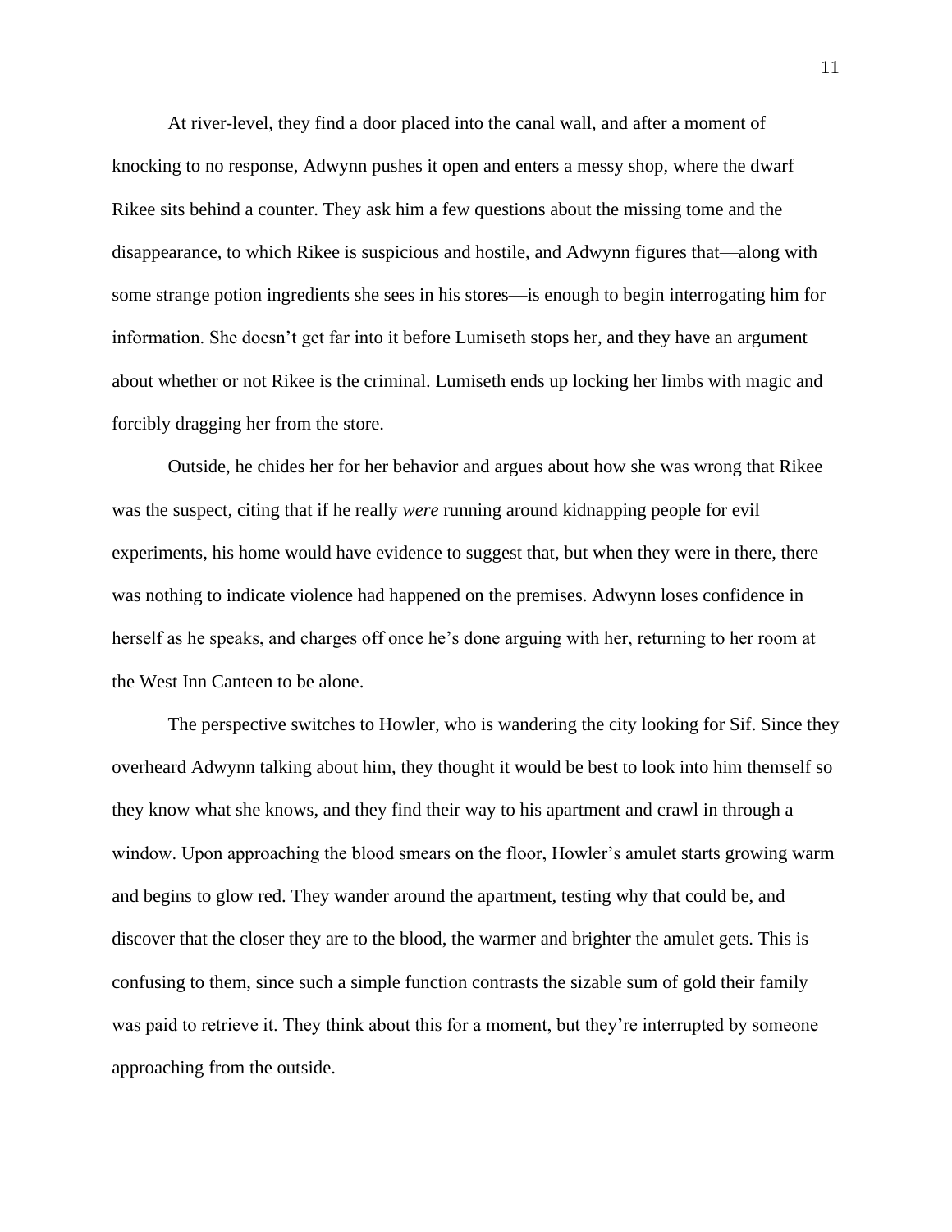At river-level, they find a door placed into the canal wall, and after a moment of knocking to no response, Adwynn pushes it open and enters a messy shop, where the dwarf Rikee sits behind a counter. They ask him a few questions about the missing tome and the disappearance, to which Rikee is suspicious and hostile, and Adwynn figures that—along with some strange potion ingredients she sees in his stores—is enough to begin interrogating him for information. She doesn't get far into it before Lumiseth stops her, and they have an argument about whether or not Rikee is the criminal. Lumiseth ends up locking her limbs with magic and forcibly dragging her from the store.

Outside, he chides her for her behavior and argues about how she was wrong that Rikee was the suspect, citing that if he really *were* running around kidnapping people for evil experiments, his home would have evidence to suggest that, but when they were in there, there was nothing to indicate violence had happened on the premises. Adwynn loses confidence in herself as he speaks, and charges off once he's done arguing with her, returning to her room at the West Inn Canteen to be alone.

The perspective switches to Howler, who is wandering the city looking for Sif. Since they overheard Adwynn talking about him, they thought it would be best to look into him themself so they know what she knows, and they find their way to his apartment and crawl in through a window. Upon approaching the blood smears on the floor, Howler's amulet starts growing warm and begins to glow red. They wander around the apartment, testing why that could be, and discover that the closer they are to the blood, the warmer and brighter the amulet gets. This is confusing to them, since such a simple function contrasts the sizable sum of gold their family was paid to retrieve it. They think about this for a moment, but they're interrupted by someone approaching from the outside.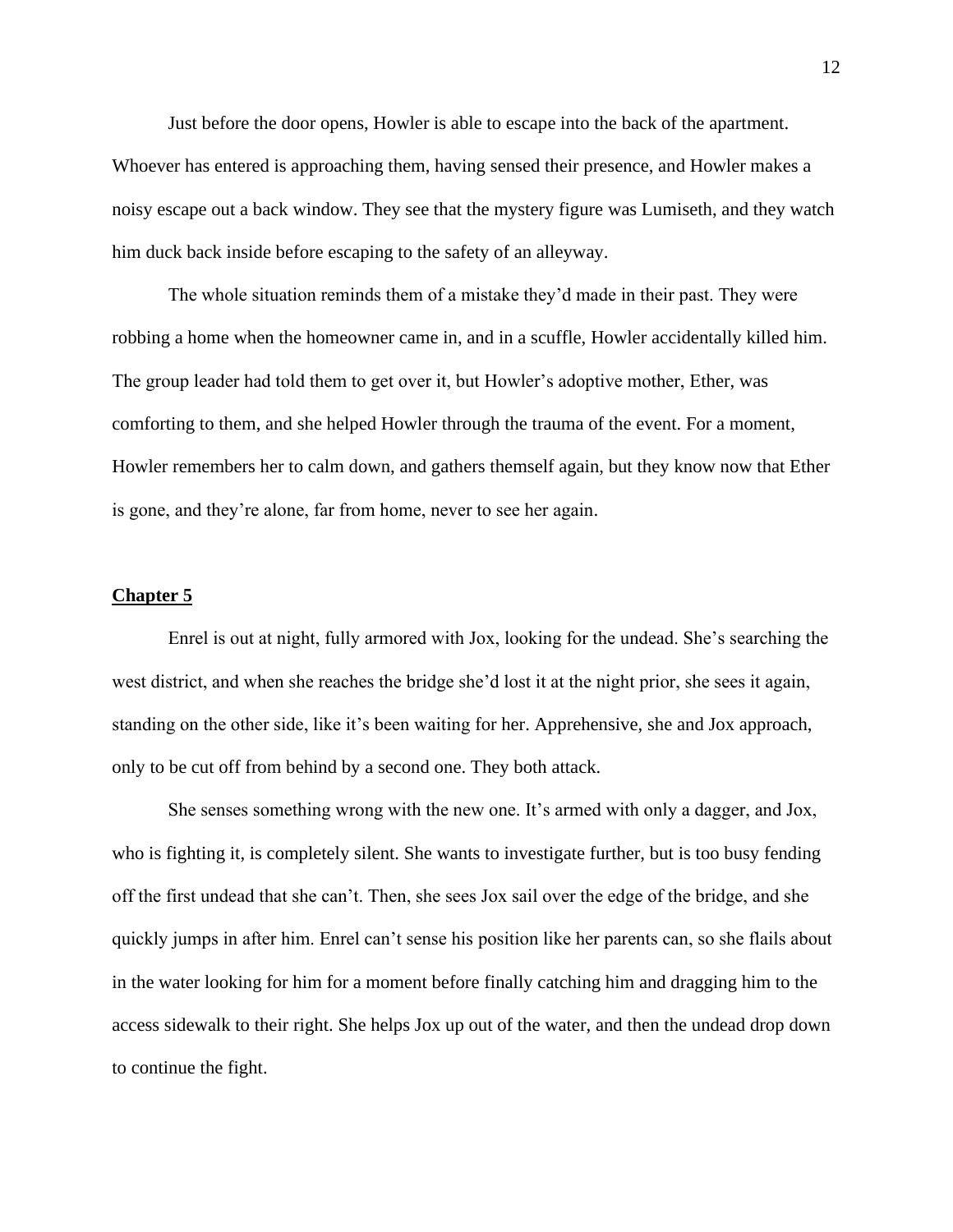Just before the door opens, Howler is able to escape into the back of the apartment. Whoever has entered is approaching them, having sensed their presence, and Howler makes a noisy escape out a back window. They see that the mystery figure was Lumiseth, and they watch him duck back inside before escaping to the safety of an alleyway.

The whole situation reminds them of a mistake they'd made in their past. They were robbing a home when the homeowner came in, and in a scuffle, Howler accidentally killed him. The group leader had told them to get over it, but Howler's adoptive mother, Ether, was comforting to them, and she helped Howler through the trauma of the event. For a moment, Howler remembers her to calm down, and gathers themself again, but they know now that Ether is gone, and they're alone, far from home, never to see her again.

## Chapter 5

Enrel is out at night, fully armored with Jox, looking for the undead. She's searching the west district, and when she reaches the bridge she'd lost it at the night prior, she sees it again, standing on the other side, like it's been waiting for her. Apprehensive, she and Jox approach, only to be cut off from behind by a second one. They both attack.

She senses something wrong with the new one. It's armed with only a dagger, and Jox, who is fighting it, is completely silent. She wants to investigate further, but is too busy fending off the first undead that she can't. Then, she sees Jox sail over the edge of the bridge, and she quickly jumps in after him. Enrel can't sense his position like her parents can, so she flails about in the water looking for him for a moment before finally catching him and dragging him to the access sidewalk to their right. She helps Jox up out of the water, and then the undead drop down to continue the fight.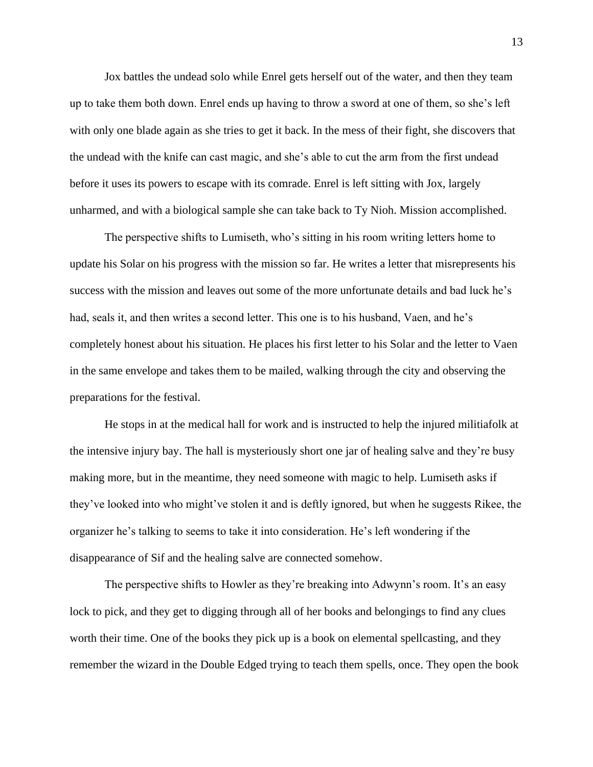Jox battles the undead solo while Enrel gets herself out of the water, and then they team up to take them both down. Enrel ends up having to throw a sword at one of them, so she's left with only one blade again as she tries to get it back. In the mess of their fight, she discovers that the undead with the knife can cast magic, and she's able to cut the arm from the first undead before it uses its powers to escape with its comrade. Enrel is left sitting with Jox, largely unharmed, and with a biological sample she can take back to Ty Nioh. Mission accomplished.

The perspective shifts to Lumiseth, who's sitting in his room writing letters home to update his Solar on his progress with the mission so far. He writes a letter that misrepresents his success with the mission and leaves out some of the more unfortunate details and bad luck he's had, seals it, and then writes a second letter. This one is to his husband, Vaen, and he's completely honest about his situation. He places his first letter to his Solar and the letter to Vaen in the same envelope and takes them to be mailed, walking through the city and observing the preparations for the festival.

He stops in at the medical hall for work and is instructed to help the injured militiafolk at the intensive injury bay. The hall is mysteriously short one jar of healing salve and they're busy making more, but in the meantime, they need someone with magic to help. Lumiseth asks if they've looked into who might've stolen it and is deftly ignored, but when he suggests Rikee, the organizer he's talking to seems to take it into consideration. He's left wondering if the disappearance of Sif and the healing salve are connected somehow.

The perspective shifts to Howler as they're breaking into Adwynn's room. It's an easy lock to pick, and they get to digging through all of her books and belongings to find any clues worth their time. One of the books they pick up is a book on elemental spellcasting, and they remember the wizard in the Double Edged trying to teach them spells, once. They open the book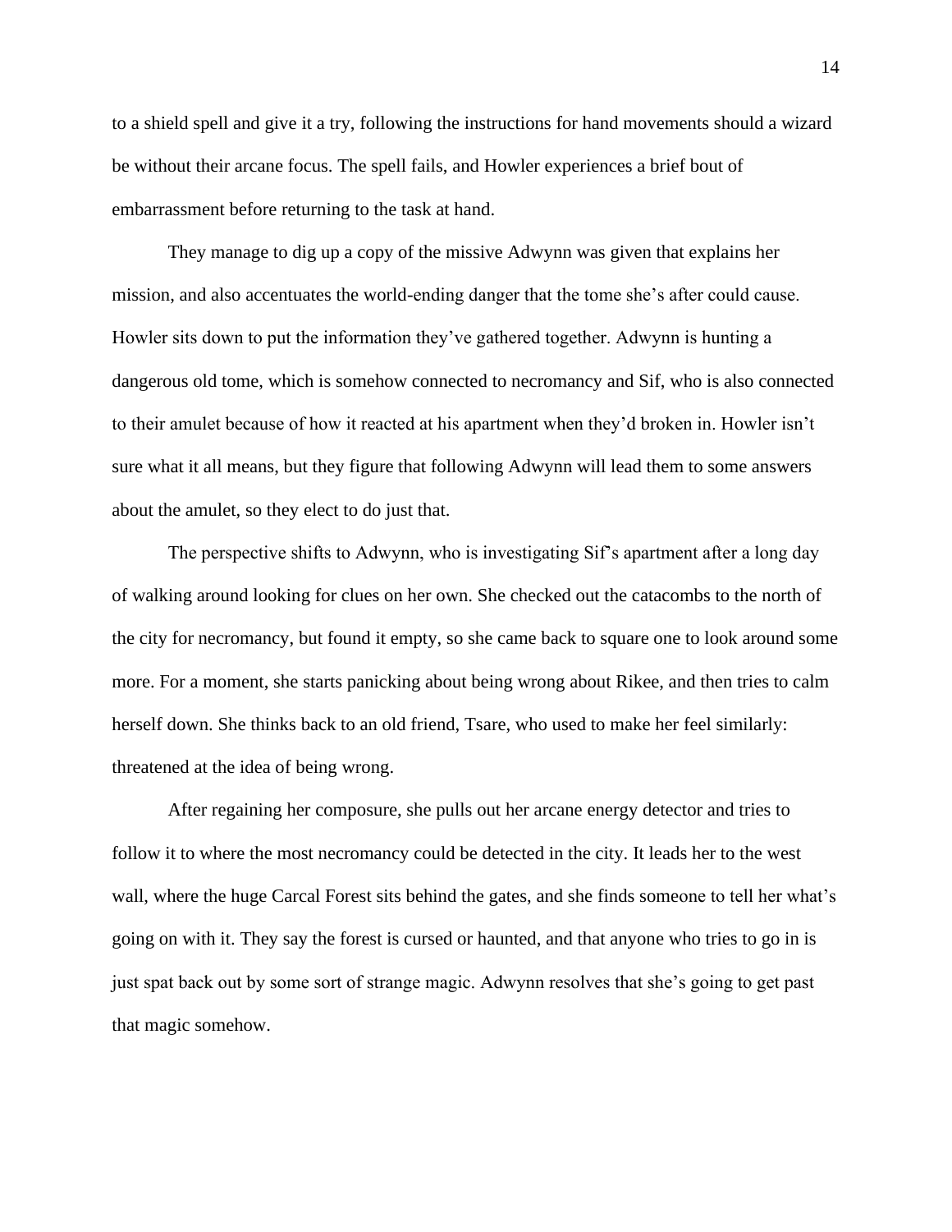to a shield spell and give it a try, following the instructions for hand movements should a wizard be without their arcane focus. The spell fails, and Howler experiences a brief bout of embarrassment before returning to the task at hand.

They manage to dig up a copy of the missive Adwynn was given that explains her mission, and also accentuates the world-ending danger that the tome she's after could cause. Howler sits down to put the information they've gathered together. Adwynn is hunting a dangerous old tome, which is somehow connected to necromancy and Sif, who is also connected to their amulet because of how it reacted at his apartment when they'd broken in. Howler isn't sure what it all means, but they figure that following Adwynn will lead them to some answers about the amulet, so they elect to do just that.

The perspective shifts to Adwynn, who is investigating Sif's apartment after a long day of walking around looking for clues on her own. She checked out the catacombs to the north of the city for necromancy, but found it empty, so she came back to square one to look around some more. For a moment, she starts panicking about being wrong about Rikee, and then tries to calm herself down. She thinks back to an old friend, Tsare, who used to make her feel similarly: threatened at the idea of being wrong.

After regaining her composure, she pulls out her arcane energy detector and tries to follow it to where the most necromancy could be detected in the city. It leads her to the west wall, where the huge Carcal Forest sits behind the gates, and she finds someone to tell her what's going on with it. They say the forest is cursed or haunted, and that anyone who tries to go in is just spat back out by some sort of strange magic. Adwynn resolves that she's going to get past that magic somehow.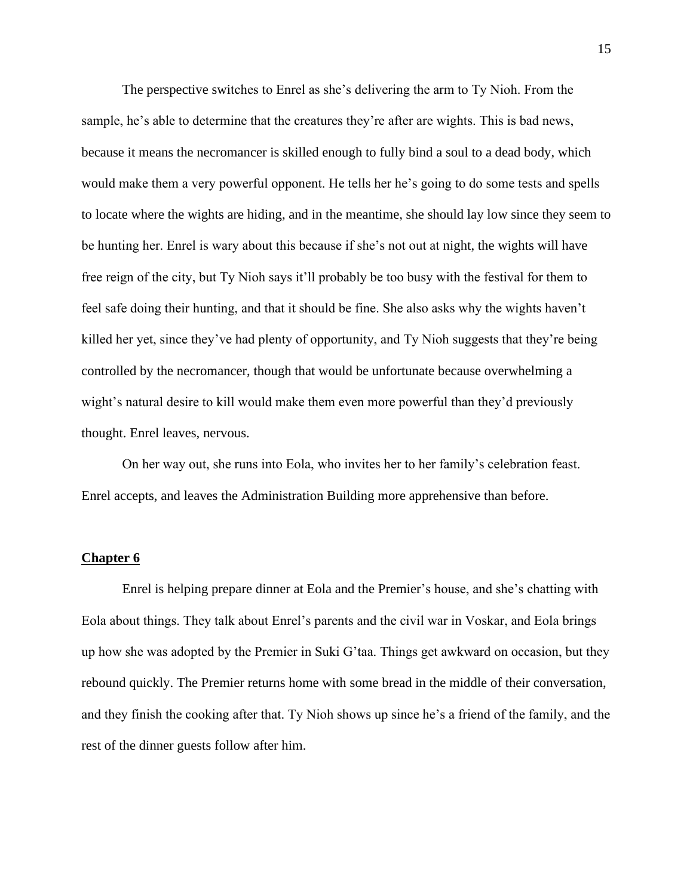The perspective switches to Enrel as she's delivering the arm to Ty Nioh. From the sample, he's able to determine that the creatures they're after are wights. This is bad news, because it means the necromancer is skilled enough to fully bind a soul to a dead body, which would make them a very powerful opponent. He tells her he's going to do some tests and spells to locate where the wights are hiding, and in the meantime, she should lay low since they seem to be hunting her. Enrel is wary about this because if she's not out at night, the wights will have free reign of the city, but Ty Nioh says it'll probably be too busy with the festival for them to feel safe doing their hunting, and that it should be fine. She also asks why the wights haven't killed her yet, since they've had plenty of opportunity, and Ty Nioh suggests that they're being controlled by the necromancer, though that would be unfortunate because overwhelming a wight's natural desire to kill would make them even more powerful than they'd previously thought. Enrel leaves, nervous.

On her way out, she runs into Eola, who invites her to her family's celebration feast. Enrel accepts, and leaves the Administration Building more apprehensive than before.

## Chapter 6

Enrel is helping prepare dinner at Eola and the Premier's house, and she's chatting with Eola about things. They talk about Enrel's parents and the civil war in Voskar, and Eola brings up how she was adopted by the Premier in Suki G'taa. Things get awkward on occasion, but they rebound quickly. The Premier returns home with some bread in the middle of their conversation, and they finish the cooking after that. Ty Nioh shows up since he's a friend of the family, and the rest of the dinner guests follow after him.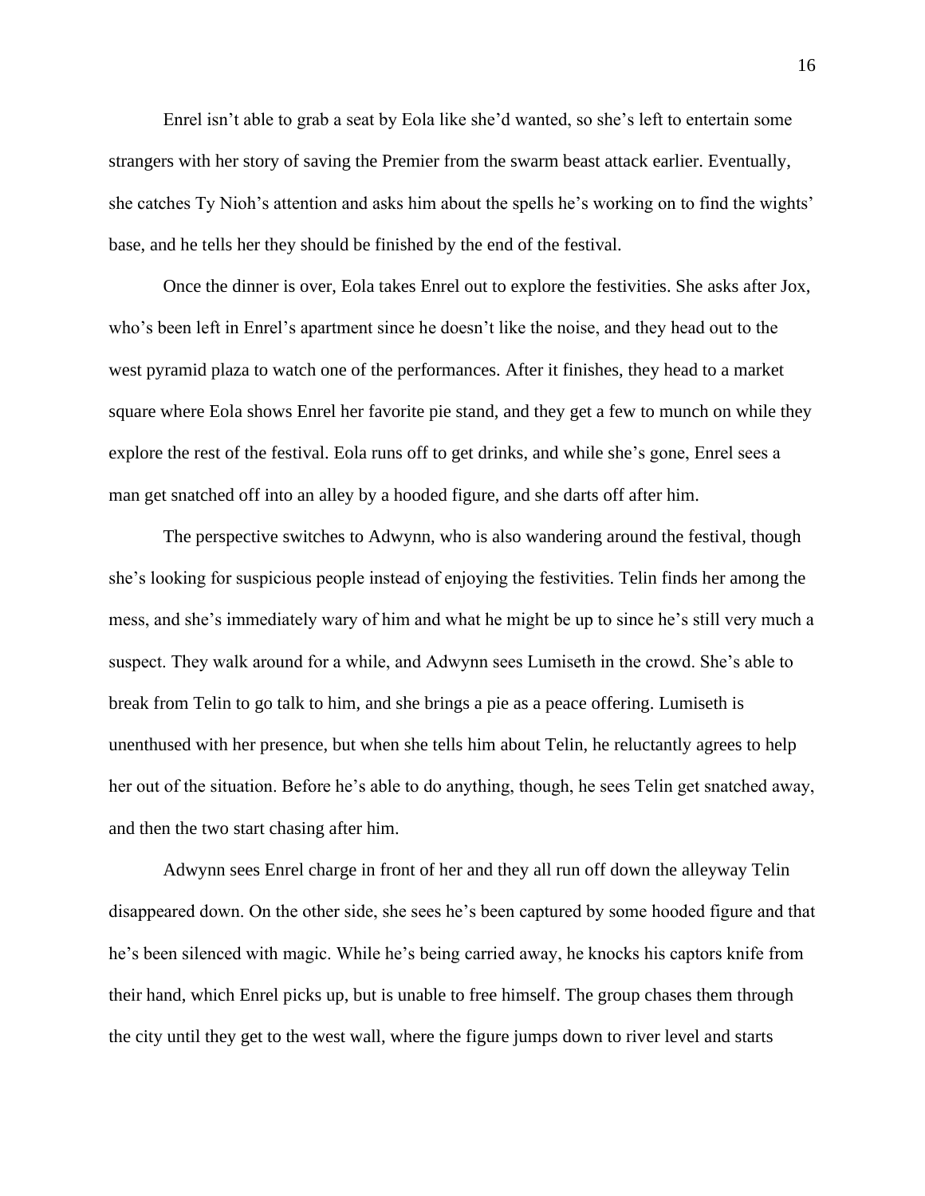Enrel isn't able to grab a seat by Eola like she'd wanted, so she's left to entertain some strangers with her story of saving the Premier from the swarm beast attack earlier. Eventually, she catches Ty Nioh's attention and asks him about the spells he's working on to find the wights' base, and he tells her they should be finished by the end of the festival.

Once the dinner is over, Eola takes Enrel out to explore the festivities. She asks after Jox, who's been left in Enrel's apartment since he doesn't like the noise, and they head out to the west pyramid plaza to watch one of the performances. After it finishes, they head to a market square where Eola shows Enrel her favorite pie stand, and they get a few to munch on while they explore the rest of the festival. Eola runs off to get drinks, and while she's gone, Enrel sees a man get snatched off into an alley by a hooded figure, and she darts off after him.

The perspective switches to Adwynn, who is also wandering around the festival, though she's looking for suspicious people instead of enjoying the festivities. Telin finds her among the mess, and she's immediately wary of him and what he might be up to since he's still very much a suspect. They walk around for a while, and Adwynn sees Lumiseth in the crowd. She's able to break from Telin to go talk to him, and she brings a pie as a peace offering. Lumiseth is unenthused with her presence, but when she tells him about Telin, he reluctantly agrees to help her out of the situation. Before he's able to do anything, though, he sees Telin get snatched away, and then the two start chasing after him.

Adwynn sees Enrel charge in front of her and they all run off down the alleyway Telin disappeared down. On the other side, she sees he's been captured by some hooded figure and that he's been silenced with magic. While he's being carried away, he knocks his captors knife from their hand, which Enrel picks up, but is unable to free himself. The group chases them through the city until they get to the west wall, where the figure jumps down to river level and starts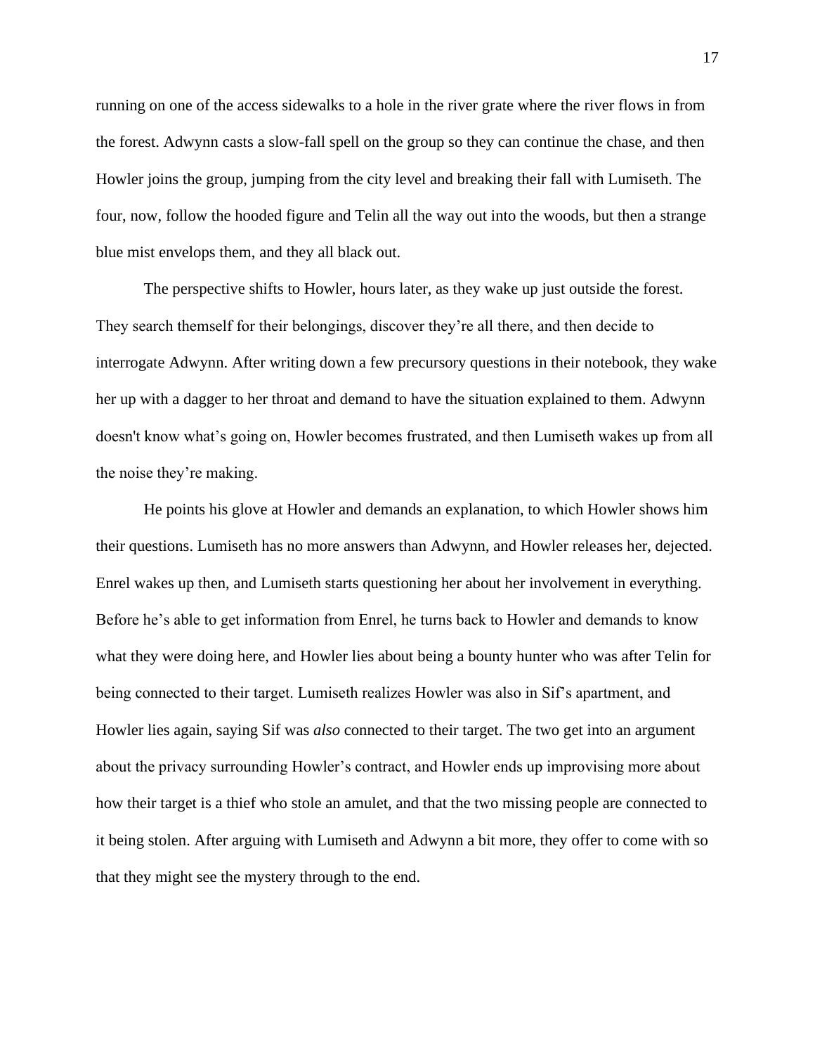running on one of the access sidewalks to a hole in the river grate where the river flows in from the forest. Adwynn casts a slow-fall spell on the group so they can continue the chase, and then Howler joins the group, jumping from the city level and breaking their fall with Lumiseth. The four, now, follow the hooded figure and Telin all the way out into the woods, but then a strange blue mist envelops them, and they all black out.

The perspective shifts to Howler, hours later, as they wake up just outside the forest. They search themself for their belongings, discover they're all there, and then decide to interrogate Adwynn. After writing down a few precursory questions in their notebook, they wake her up with a dagger to her throat and demand to have the situation explained to them. Adwynn doesn't know what's going on, Howler becomes frustrated, and then Lumiseth wakes up from all the noise they're making.

He points his glove at Howler and demands an explanation, to which Howler shows him their questions. Lumiseth has no more answers than Adwynn, and Howler releases her, dejected. Enrel wakes up then, and Lumiseth starts questioning her about her involvement in everything. Before he's able to get information from Enrel, he turns back to Howler and demands to know what they were doing here, and Howler lies about being a bounty hunter who was after Telin for being connected to their target. Lumiseth realizes Howler was also in Sif's apartment, and Howler lies again, saying Sif was *also* connected to their target. The two get into an argument about the privacy surrounding Howler's contract, and Howler ends up improvising more about how their target is a thief who stole an amulet, and that the two missing people are connected to it being stolen. After arguing with Lumiseth and Adwynn a bit more, they offer to come with so that they might see the mystery through to the end.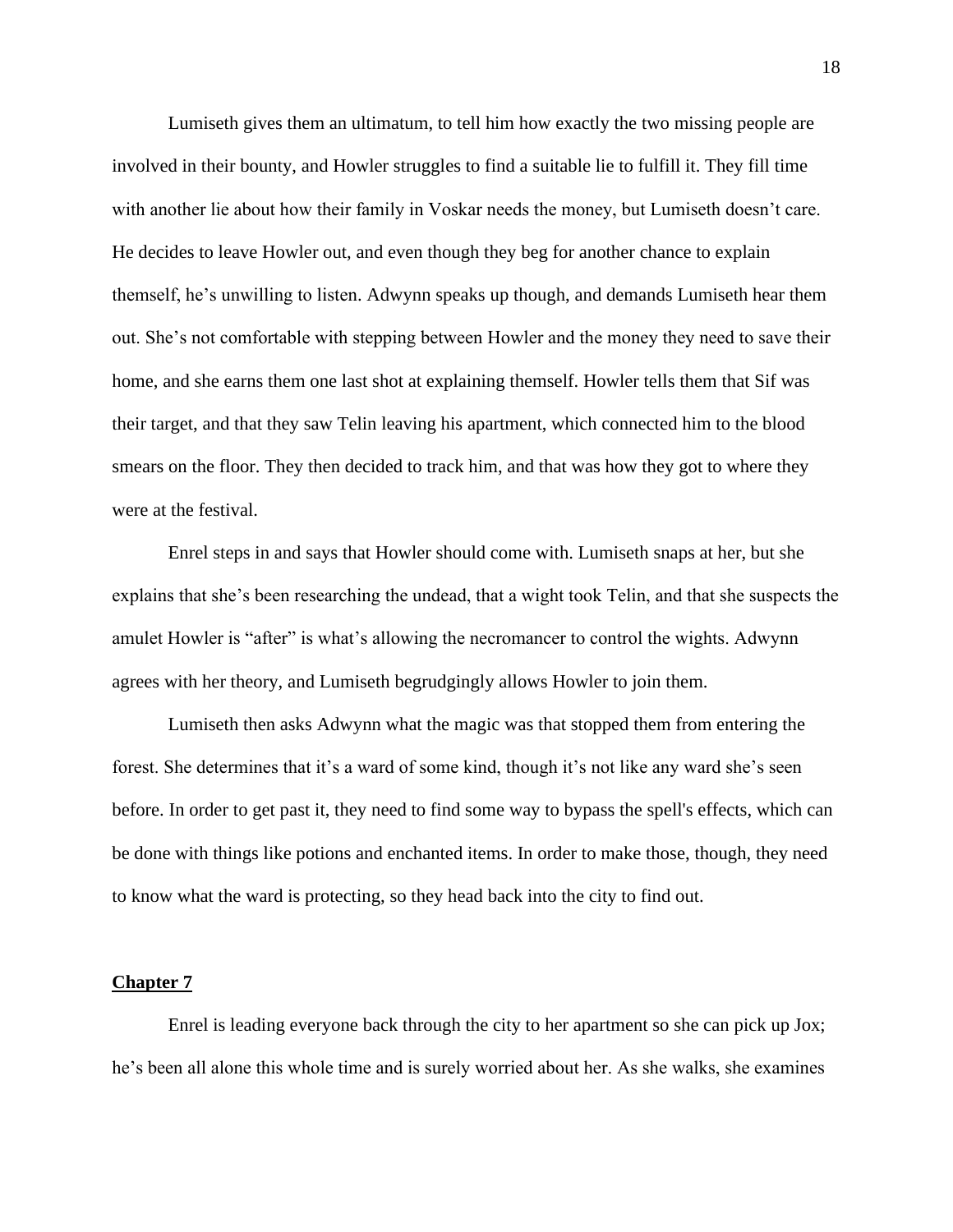Lumiseth gives them an ultimatum, to tell him how exactly the two missing people are involved in their bounty, and Howler struggles to find a suitable lie to fulfill it. They fill time with another lie about how their family in Voskar needs the money, but Lumiseth doesn't care. He decides to leave Howler out, and even though they beg for another chance to explain themself, he's unwilling to listen. Adwynn speaks up though, and demands Lumiseth hear them out. She's not comfortable with stepping between Howler and the money they need to save their home, and she earns them one last shot at explaining themself. Howler tells them that Sif was their target, and that they saw Telin leaving his apartment, which connected him to the blood smears on the floor. They then decided to track him, and that was how they got to where they were at the festival.

Enrel steps in and says that Howler should come with. Lumiseth snaps at her, but she explains that she's been researching the undead, that a wight took Telin, and that she suspects the amulet Howler is "after" is what's allowing the necromancer to control the wights. Adwynn agrees with her theory, and Lumiseth begrudgingly allows Howler to join them.

Lumiseth then asks Adwynn what the magic was that stopped them from entering the forest. She determines that it's a ward of some kind, though it's not like any ward she's seen before. In order to get past it, they need to find some way to bypass the spell's effects, which can be done with things like potions and enchanted items. In order to make those, though, they need to know what the ward is protecting, so they head back into the city to find out.

## **Chapter 7**

Enrel is leading everyone back through the city to her apartment so she can pick up Jox; he's been all alone this whole time and is surely worried about her. As she walks, she examines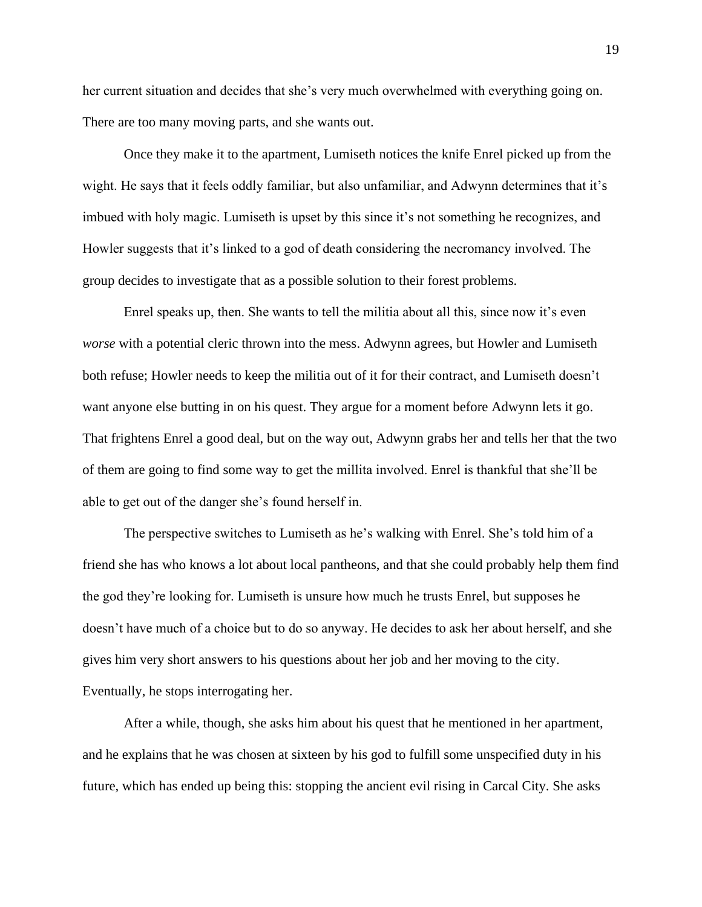her current situation and decides that she's very much overwhelmed with everything going on. There are too many moving parts, and she wants out.

Once they make it to the apartment, Lumiseth notices the knife Enrel picked up from the wight. He says that it feels oddly familiar, but also unfamiliar, and Adwynn determines that it's imbued with holy magic. Lumiseth is upset by this since it's not something he recognizes, and Howler suggests that it's linked to a god of death considering the necromancy involved. The group decides to investigate that as a possible solution to their forest problems.

Enrel speaks up, then. She wants to tell the militia about all this, since now it's even *worse* with a potential cleric thrown into the mess. Adwynn agrees, but Howler and Lumiseth both refuse; Howler needs to keep the militia out of it for their contract, and Lumiseth doesn't want anyone else butting in on his quest. They argue for a moment before Adwynn lets it go. That frightens Enrel a good deal, but on the way out, Adwynn grabs her and tells her that the two of them are going to find some way to get the millita involved. Enrel is thankful that she'll be able to get out of the danger she's found herself in.

The perspective switches to Lumiseth as he's walking with Enrel. She's told him of a friend she has who knows a lot about local pantheons, and that she could probably help them find the god they're looking for. Lumiseth is unsure how much he trusts Enrel, but supposes he doesn't have much of a choice but to do so anyway. He decides to ask her about herself, and she gives him very short answers to his questions about her job and her moving to the city. Eventually, he stops interrogating her.

After a while, though, she asks him about his quest that he mentioned in her apartment, and he explains that he was chosen at sixteen by his god to fulfill some unspecified duty in his future, which has ended up being this: stopping the ancient evil rising in Carcal City. She asks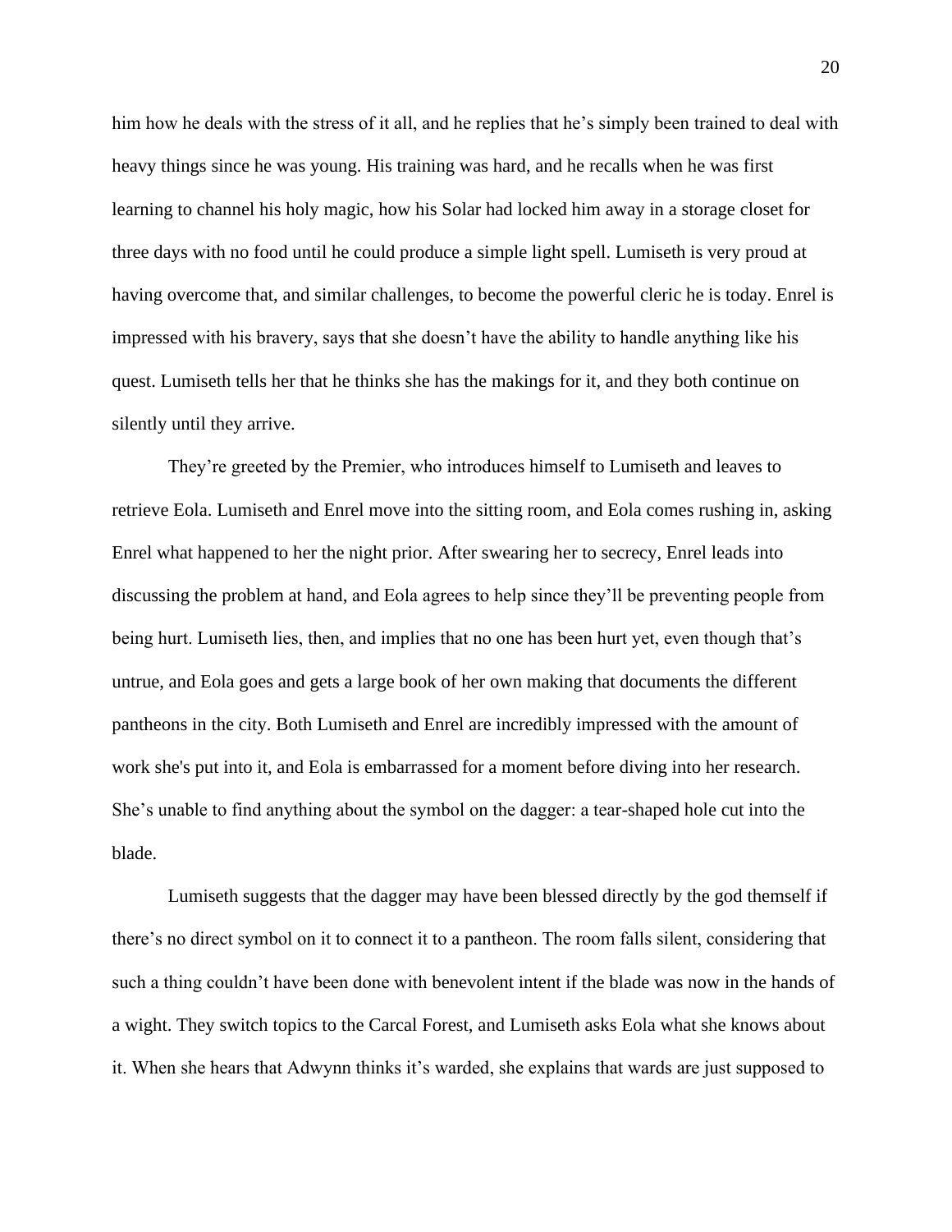him how he deals with the stress of it all, and he replies that he's simply been trained to deal with heavy things since he was young. His training was hard, and he recalls when he was first learning to channel his holy magic, how his Solar had locked him away in a storage closet for three days with no food until he could produce a simple light spell. Lumiseth is very proud at having overcome that, and similar challenges, to become the powerful cleric he is today. Enrel is impressed with his bravery, says that she doesn't have the ability to handle anything like his quest. Lumiseth tells her that he thinks she has the makings for it, and they both continue on silently until they arrive.

They're greeted by the Premier, who introduces himself to Lumiseth and leaves to retrieve Eola. Lumiseth and Enrel move into the sitting room, and Eola comes rushing in, asking Enrel what happened to her the night prior. After swearing her to secrecy, Enrel leads into discussing the problem at hand, and Eola agrees to help since they'll be preventing people from being hurt. Lumiseth lies, then, and implies that no one has been hurt yet, even though that's untrue, and Eola goes and gets a large book of her own making that documents the different pantheons in the city. Both Lumiseth and Enrel are incredibly impressed with the amount of work she's put into it, and Eola is embarrassed for a moment before diving into her research. She's unable to find anything about the symbol on the dagger: a tear-shaped hole cut into the blade.

Lumiseth suggests that the dagger may have been blessed directly by the god themself if there's no direct symbol on it to connect it to a pantheon. The room falls silent, considering that such a thing couldn't have been done with benevolent intent if the blade was now in the hands of a wight. They switch topics to the Carcal Forest, and Lumiseth asks Eola what she knows about it. When she hears that Adwynn thinks it's warded, she explains that wards are just supposed to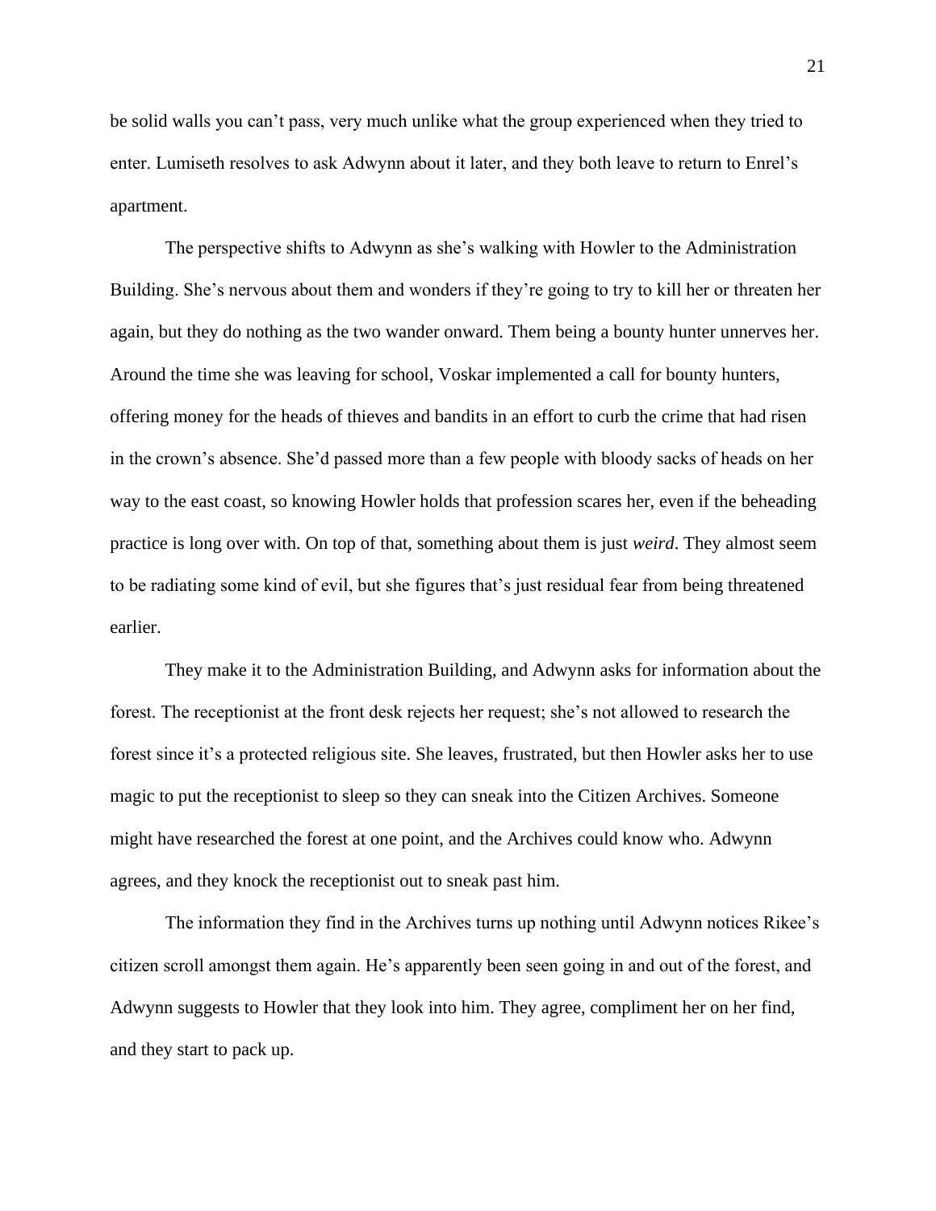be solid walls you can't pass, very much unlike what the group experienced when they tried to enter. Lumiseth resolves to ask Adwynn about it later, and they both leave to return to Enrel's apartment.

The perspective shifts to Adwynn as she's walking with Howler to the Administration Building. She's nervous about them and wonders if they're going to try to kill her or threaten her again, but they do nothing as the two wander onward. Them being a bounty hunter unnerves her. Around the time she was leaving for school, Voskar implemented a call for bounty hunters, offering money for the heads of thieves and bandits in an effort to curb the crime that had risen in the crown's absence. She'd passed more than a few people with bloody sacks of heads on her way to the east coast, so knowing Howler holds that profession scares her, even if the beheading practice is long over with. On top of that, something about them is just *weird*. They almost seem to be radiating some kind of evil, but she figures that's just residual fear from being threatened earlier.

They make it to the Administration Building, and Adwynn asks for information about the forest. The receptionist at the front desk rejects her request; she's not allowed to research the forest since it's a protected religious site. She leaves, frustrated, but then Howler asks her to use magic to put the receptionist to sleep so they can sneak into the Citizen Archives. Someone might have researched the forest at one point, and the Archives could know who. Adwynn agrees, and they knock the receptionist out to sneak past him.

The information they find in the Archives turns up nothing until Adwynn notices Rikee's citizen scroll amongst them again. He's apparently been seen going in and out of the forest, and Adwynn suggests to Howler that they look into him. They agree, compliment her on her find, and they start to pack up.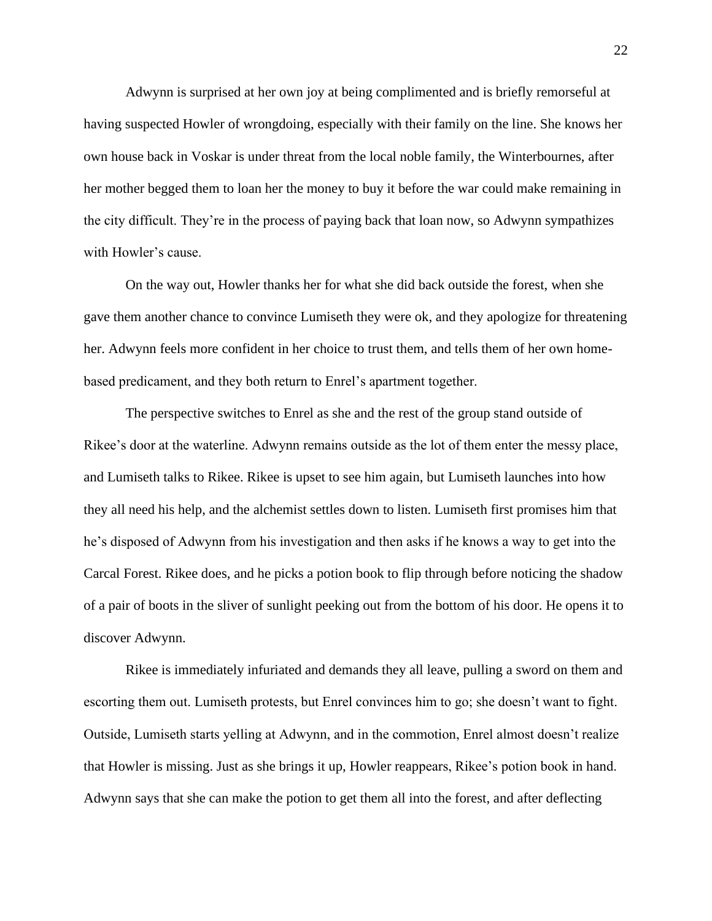Adwynn is surprised at her own joy at being complimented and is briefly remorseful at having suspected Howler of wrongdoing, especially with their family on the line. She knows her own house back in Voskar is under threat from the local noble family, the Winterbournes, after her mother begged them to loan her the money to buy it before the war could make remaining in the city difficult. They're in the process of paying back that loan now, so Adwynn sympathizes with Howler's cause.

On the way out, Howler thanks her for what she did back outside the forest, when she gave them another chance to convince Lumiseth they were ok, and they apologize for threatening her. Adwynn feels more confident in her choice to trust them, and tells them of her own home-based predicament, and they both return to Enrel's apartment together.

The perspective switches to Enrel as she and the rest of the group stand outside of Rikee's door at the waterline. Adwynn remains outside as the lot of them enter the messy place, and Lumiseth talks to Rikee. Rikee is upset to see him again, but Lumiseth launches into how they all need his help, and the alchemist settles down to listen. Lumiseth first promises him that he's disposed of Adwynn from his investigation and then asks if he knows a way to get into the Carcal Forest. Rikee does, and he picks a potion book to flip through before noticing the shadow of a pair of boots in the sliver of sunlight peeking out from the bottom of his door. He opens it to discover Adwynn.

Rikee is immediately infuriated and demands they all leave, pulling a sword on them and escorting them out. Lumiseth protests, but Enrel convinces him to go; she doesn't want to fight. Outside, Lumiseth starts yelling at Adwynn, and in the commotion, Enrel almost doesn't realize that Howler is missing. Just as she brings it up, Howler reappears, Rikee's potion book in hand. Adwynn says that she can make the potion to get them all into the forest, and after deflecting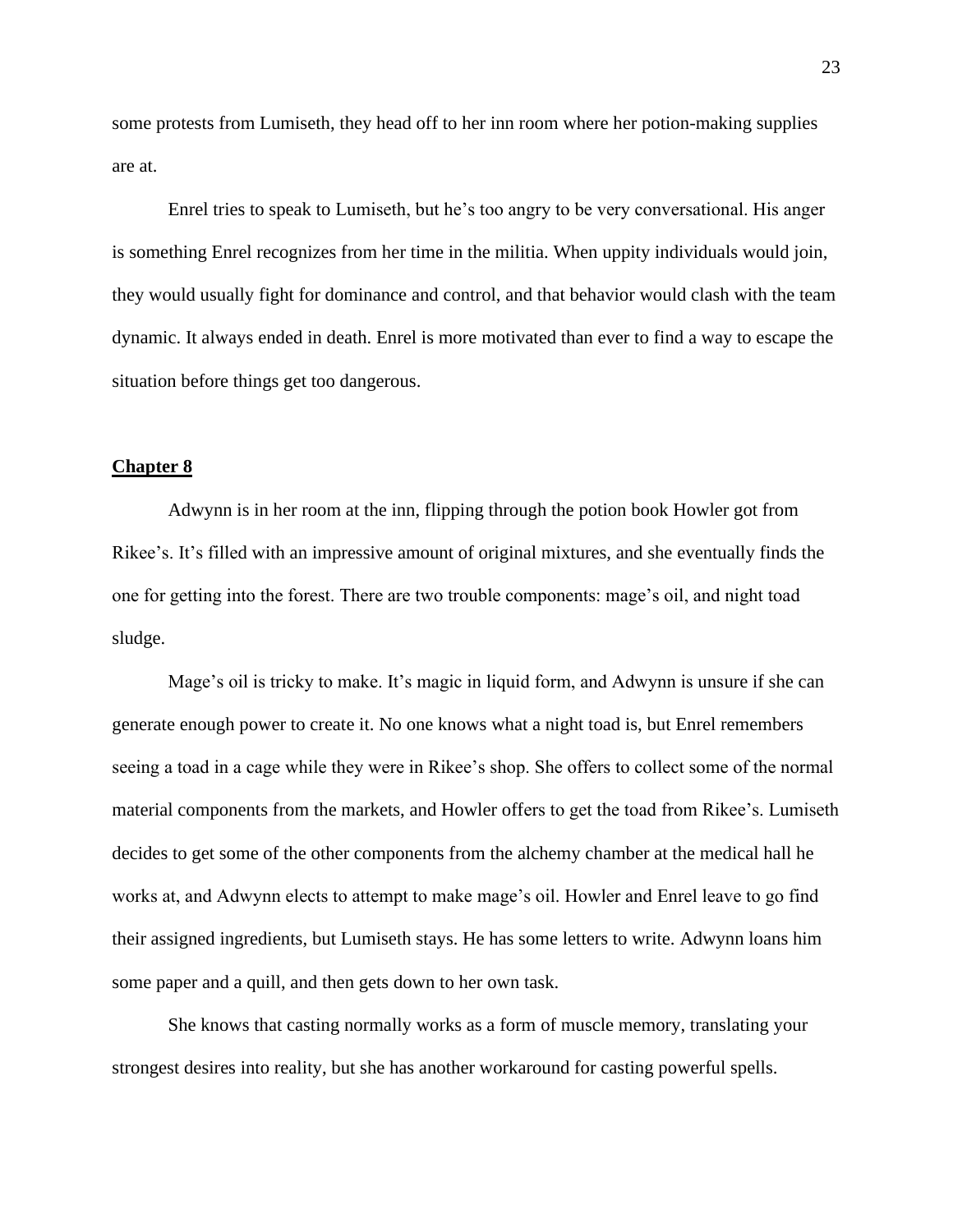some protests from Lumiseth, they head off to her inn room where her potion-making supplies are at.

Enrel tries to speak to Lumiseth, but he's too angry to be very conversational. His anger is something Enrel recognizes from her time in the militia. When uppity individuals would join, they would usually fight for dominance and control, and that behavior would clash with the team dynamic. It always ended in death. Enrel is more motivated than ever to find a way to escape the situation before things get too dangerous.

## Chapter 8

Adwynn is in her room at the inn, flipping through the potion book Howler got from Rikee's. It's filled with an impressive amount of original mixtures, and she eventually finds the one for getting into the forest. There are two trouble components: mage's oil, and night toad sludge.

Mage's oil is tricky to make. It's magic in liquid form, and Adwynn is unsure if she can generate enough power to create it. No one knows what a night toad is, but Enrel remembers seeing a toad in a cage while they were in Rikee's shop. She offers to collect some of the normal material components from the markets, and Howler offers to get the toad from Rikee's. Lumiseth decides to get some of the other components from the alchemy chamber at the medical hall he works at, and Adwynn elects to attempt to make mage's oil. Howler and Enrel leave to go find their assigned ingredients, but Lumiseth stays. He has some letters to write. Adwynn loans him some paper and a quill, and then gets down to her own task.

She knows that casting normally works as a form of muscle memory, translating your strongest desires into reality, but she has another workaround for casting powerful spells.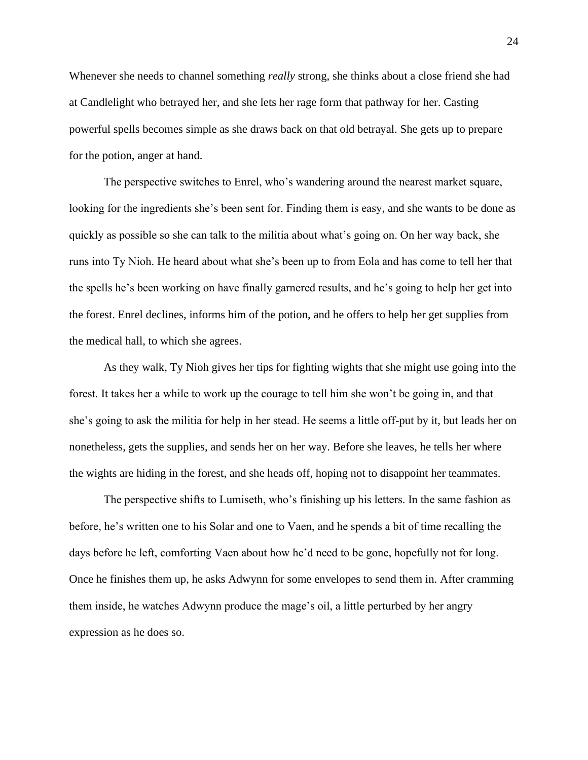Whenever she needs to channel something *really* strong, she thinks about a close friend she had at Candlelight who betrayed her, and she lets her rage form that pathway for her. Casting powerful spells becomes simple as she draws back on that old betrayal. She gets up to prepare for the potion, anger at hand.

The perspective switches to Enrel, who's wandering around the nearest market square, looking for the ingredients she's been sent for. Finding them is easy, and she wants to be done as quickly as possible so she can talk to the militia about what's going on. On her way back, she runs into Ty Nioh. He heard about what she's been up to from Eola and has come to tell her that the spells he's been working on have finally garnered results, and he's going to help her get into the forest. Enrel declines, informs him of the potion, and he offers to help her get supplies from the medical hall, to which she agrees.

As they walk, Ty Nioh gives her tips for fighting wights that she might use going into the forest. It takes her a while to work up the courage to tell him she won't be going in, and that she's going to ask the militia for help in her stead. He seems a little off-put by it, but leads her on nonetheless, gets the supplies, and sends her on her way. Before she leaves, he tells her where the wights are hiding in the forest, and she heads off, hoping not to disappoint her teammates.

The perspective shifts to Lumiseth, who's finishing up his letters. In the same fashion as before, he's written one to his Solar and one to Vaen, and he spends a bit of time recalling the days before he left, comforting Vaen about how he'd need to be gone, hopefully not for long. Once he finishes them up, he asks Adwynn for some envelopes to send them in. After cramming them inside, he watches Adwynn produce the mage's oil, a little perturbed by her angry expression as he does so.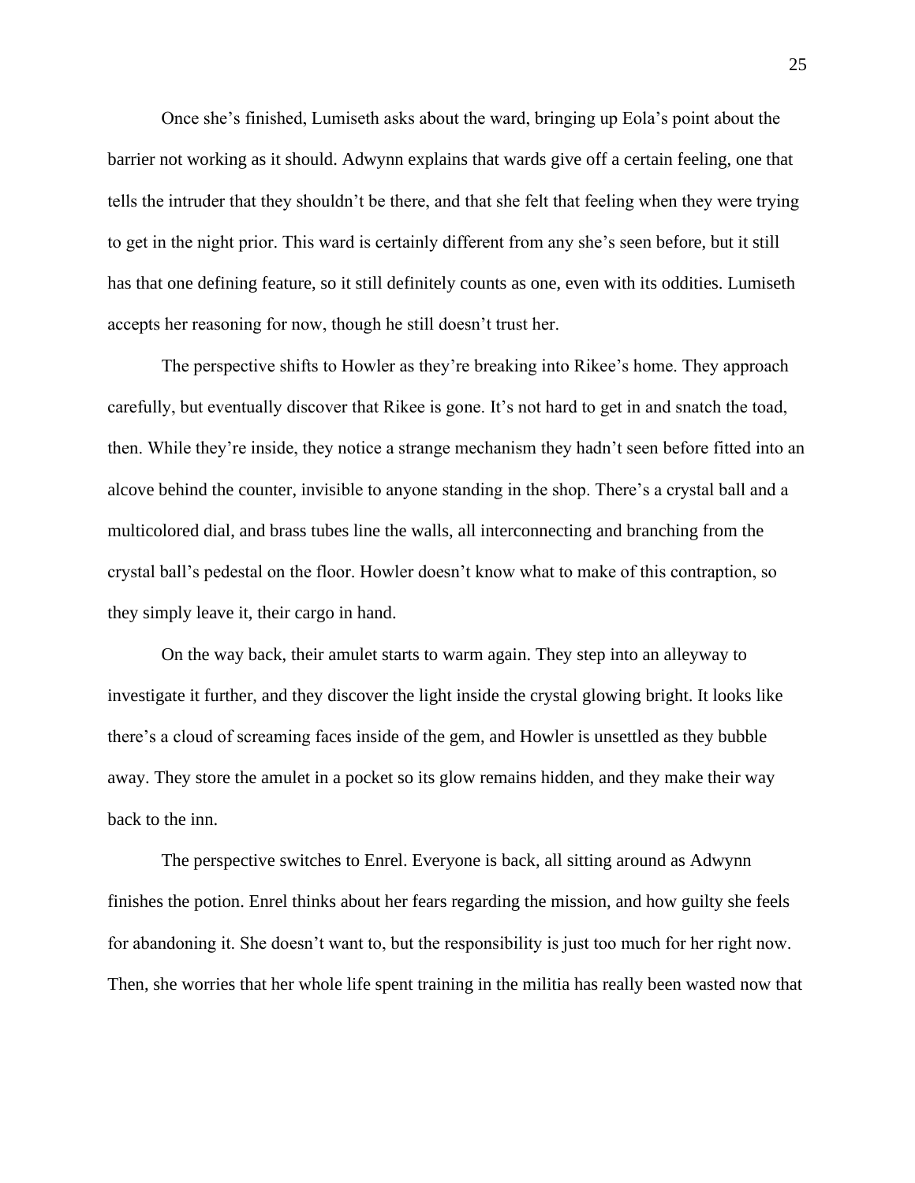Once she's finished, Lumiseth asks about the ward, bringing up Eola's point about the barrier not working as it should. Adwynn explains that wards give off a certain feeling, one that tells the intruder that they shouldn't be there, and that she felt that feeling when they were trying to get in the night prior. This ward is certainly different from any she's seen before, but it still has that one defining feature, so it still definitely counts as one, even with its oddities. Lumiseth accepts her reasoning for now, though he still doesn't trust her.

The perspective shifts to Howler as they're breaking into Rikee's home. They approach carefully, but eventually discover that Rikee is gone. It's not hard to get in and snatch the toad, then. While they're inside, they notice a strange mechanism they hadn't seen before fitted into an alcove behind the counter, invisible to anyone standing in the shop. There's a crystal ball and a multicolored dial, and brass tubes line the walls, all interconnecting and branching from the crystal ball's pedestal on the floor. Howler doesn't know what to make of this contraption, so they simply leave it, their cargo in hand.

On the way back, their amulet starts to warm again. They step into an alleyway to investigate it further, and they discover the light inside the crystal glowing bright. It looks like there's a cloud of screaming faces inside of the gem, and Howler is unsettled as they bubble away. They store the amulet in a pocket so its glow remains hidden, and they make their way back to the inn.

The perspective switches to Enrel. Everyone is back, all sitting around as Adwynn finishes the potion. Enrel thinks about her fears regarding the mission, and how guilty she feels for abandoning it. She doesn't want to, but the responsibility is just too much for her right now. Then, she worries that her whole life spent training in the militia has really been wasted now that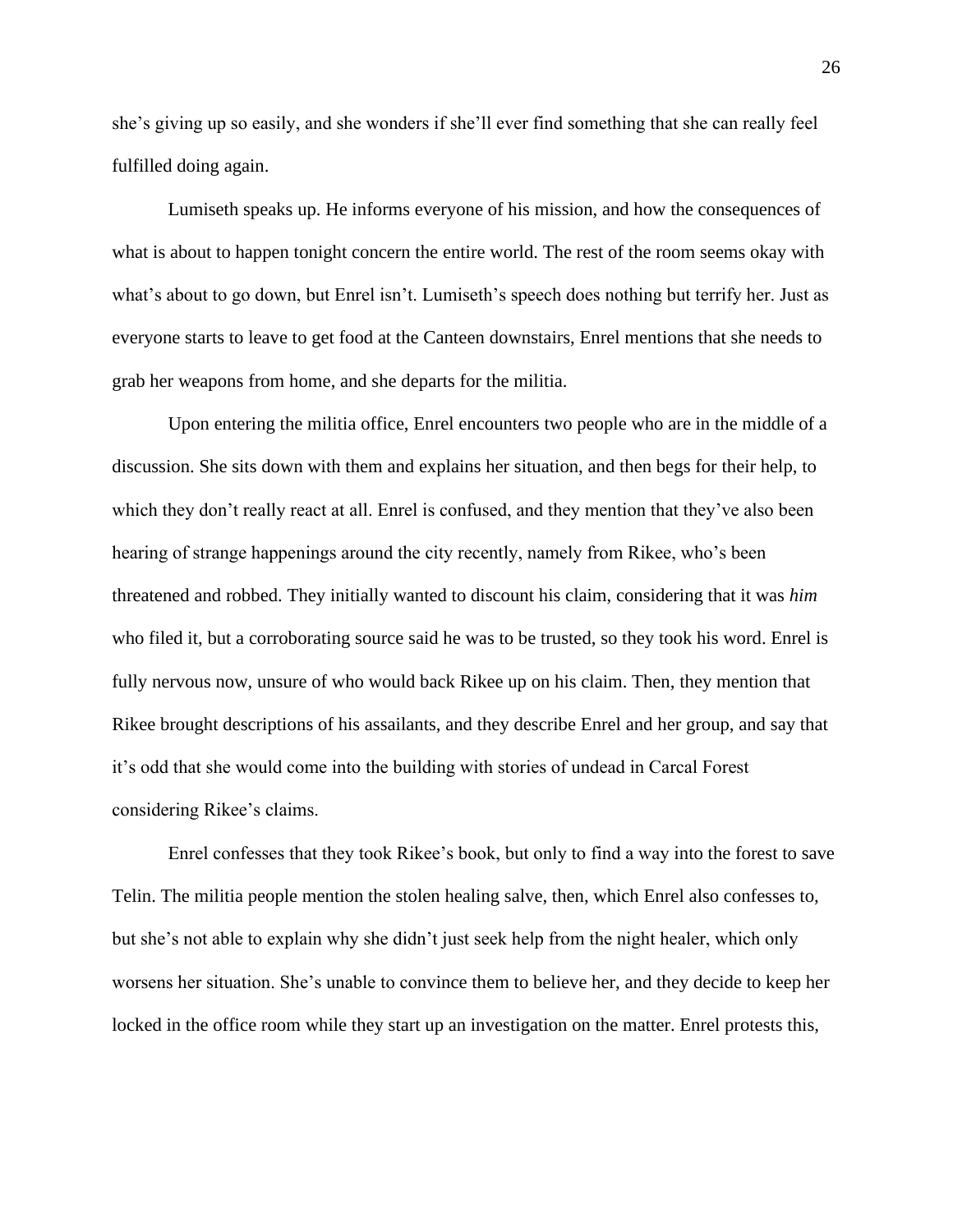she's giving up so easily, and she wonders if she'll ever find something that she can really feel fulfilled doing again.

Lumiseth speaks up. He informs everyone of his mission, and how the consequences of what is about to happen tonight concern the entire world. The rest of the room seems okay with what's about to go down, but Enrel isn't. Lumiseth's speech does nothing but terrify her. Just as everyone starts to leave to get food at the Canteen downstairs, Enrel mentions that she needs to grab her weapons from home, and she departs for the militia.

Upon entering the militia office, Enrel encounters two people who are in the middle of a discussion. She sits down with them and explains her situation, and then begs for their help, to which they don't really react at all. Enrel is confused, and they mention that they've also been hearing of strange happenings around the city recently, namely from Rikee, who's been threatened and robbed. They initially wanted to discount his claim, considering that it was *him* who filed it, but a corroborating source said he was to be trusted, so they took his word. Enrel is fully nervous now, unsure of who would back Rikee up on his claim. Then, they mention that Rikee brought descriptions of his assailants, and they describe Enrel and her group, and say that it's odd that she would come into the building with stories of undead in Carcal Forest considering Rikee's claims.

Enrel confesses that they took Rikee's book, but only to find a way into the forest to save Telin. The militia people mention the stolen healing salve, then, which Enrel also confesses to, but she's not able to explain why she didn't just seek help from the night healer, which only worsens her situation. She's unable to convince them to believe her, and they decide to keep her locked in the office room while they start up an investigation on the matter. Enrel protests this,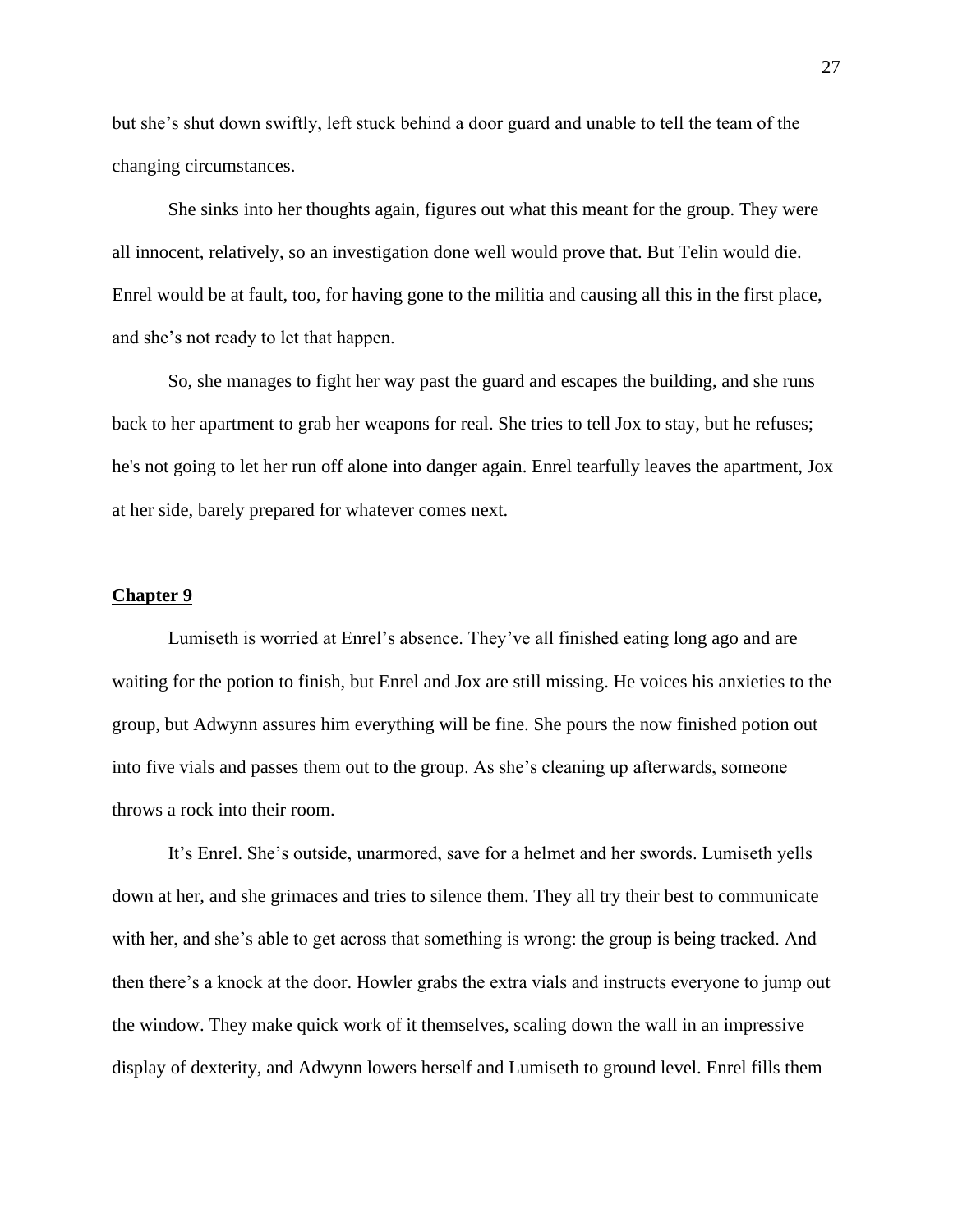but she's shut down swiftly, left stuck behind a door guard and unable to tell the team of the changing circumstances.

She sinks into her thoughts again, figures out what this meant for the group. They were all innocent, relatively, so an investigation done well would prove that. But Telin would die. Enrel would be at fault, too, for having gone to the militia and causing all this in the first place, and she's not ready to let that happen.

So, she manages to fight her way past the guard and escapes the building, and she runs back to her apartment to grab her weapons for real. She tries to tell Jox to stay, but he refuses; he's not going to let her run off alone into danger again. Enrel tearfully leaves the apartment, Jox at her side, barely prepared for whatever comes next.

## Chapter 9

Lumiseth is worried at Enrel's absence. They've all finished eating long ago and are waiting for the potion to finish, but Enrel and Jox are still missing. He voices his anxieties to the group, but Adwynn assures him everything will be fine. She pours the now finished potion out into five vials and passes them out to the group. As she's cleaning up afterwards, someone throws a rock into their room.

It's Enrel. She's outside, unarmored, save for a helmet and her swords. Lumiseth yells down at her, and she grimaces and tries to silence them. They all try their best to communicate with her, and she's able to get across that something is wrong: the group is being tracked. And then there's a knock at the door. Howler grabs the extra vials and instructs everyone to jump out the window. They make quick work of it themselves, scaling down the wall in an impressive display of dexterity, and Adwynn lowers herself and Lumiseth to ground level. Enrel fills them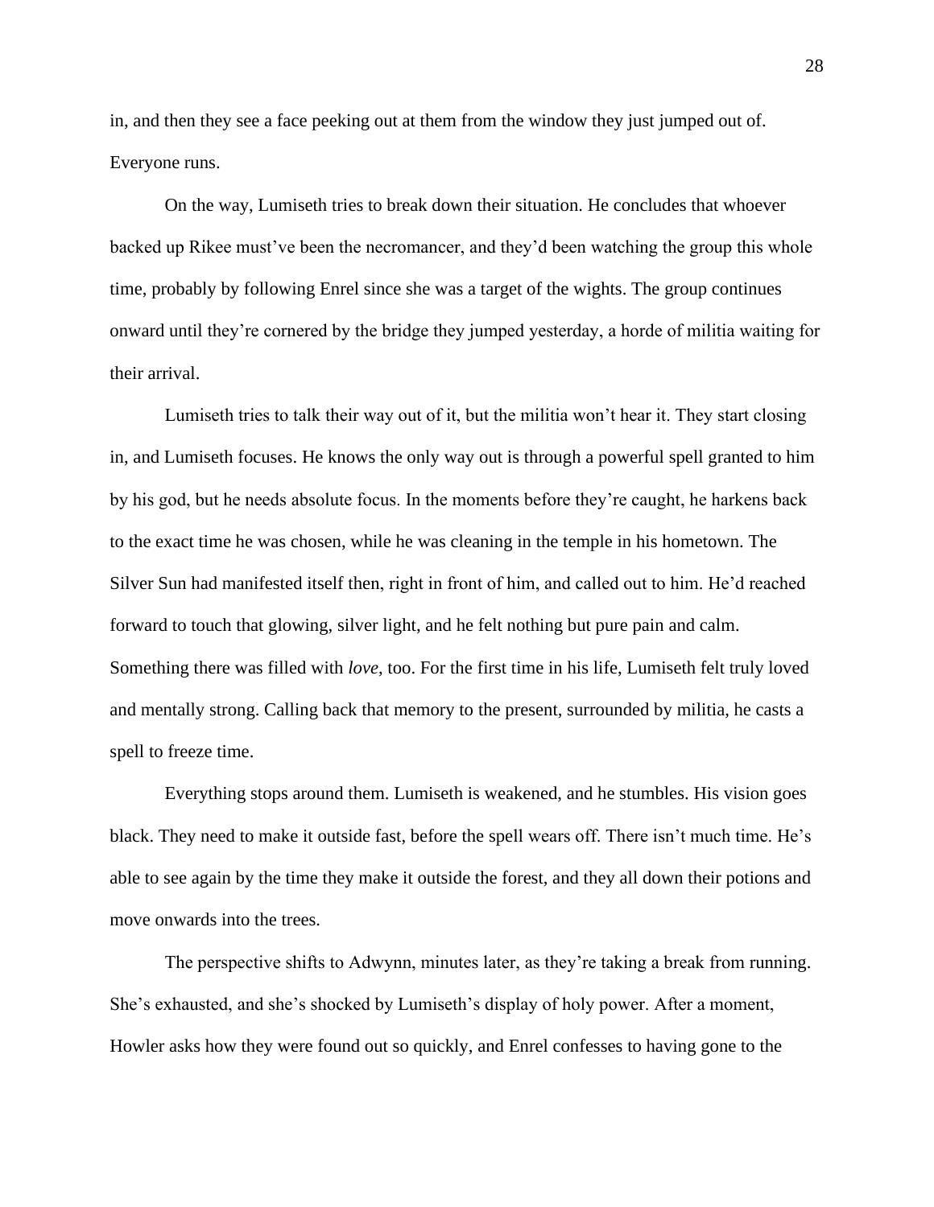in, and then they see a face peeking out at them from the window they just jumped out of. Everyone runs.

On the way, Lumiseth tries to break down their situation. He concludes that whoever backed up Rikee must've been the necromancer, and they'd been watching the group this whole time, probably by following Enrel since she was a target of the wights. The group continues onward until they're cornered by the bridge they jumped yesterday, a horde of militia waiting for their arrival.

Lumiseth tries to talk their way out of it, but the militia won't hear it. They start closing in, and Lumiseth focuses. He knows the only way out is through a powerful spell granted to him by his god, but he needs absolute focus. In the moments before they're caught, he harkens back to the exact time he was chosen, while he was cleaning in the temple in his hometown. The Silver Sun had manifested itself then, right in front of him, and called out to him. He'd reached forward to touch that glowing, silver light, and he felt nothing but pure pain and calm. Something there was filled with *love*, too. For the first time in his life, Lumiseth felt truly loved and mentally strong. Calling back that memory to the present, surrounded by militia, he casts a spell to freeze time.

Everything stops around them. Lumiseth is weakened, and he stumbles. His vision goes black. They need to make it outside fast, before the spell wears off. There isn't much time. He's able to see again by the time they make it outside the forest, and they all down their potions and move onwards into the trees.

The perspective shifts to Adwynn, minutes later, as they're taking a break from running. She's exhausted, and she's shocked by Lumiseth's display of holy power. After a moment, Howler asks how they were found out so quickly, and Enrel confesses to having gone to the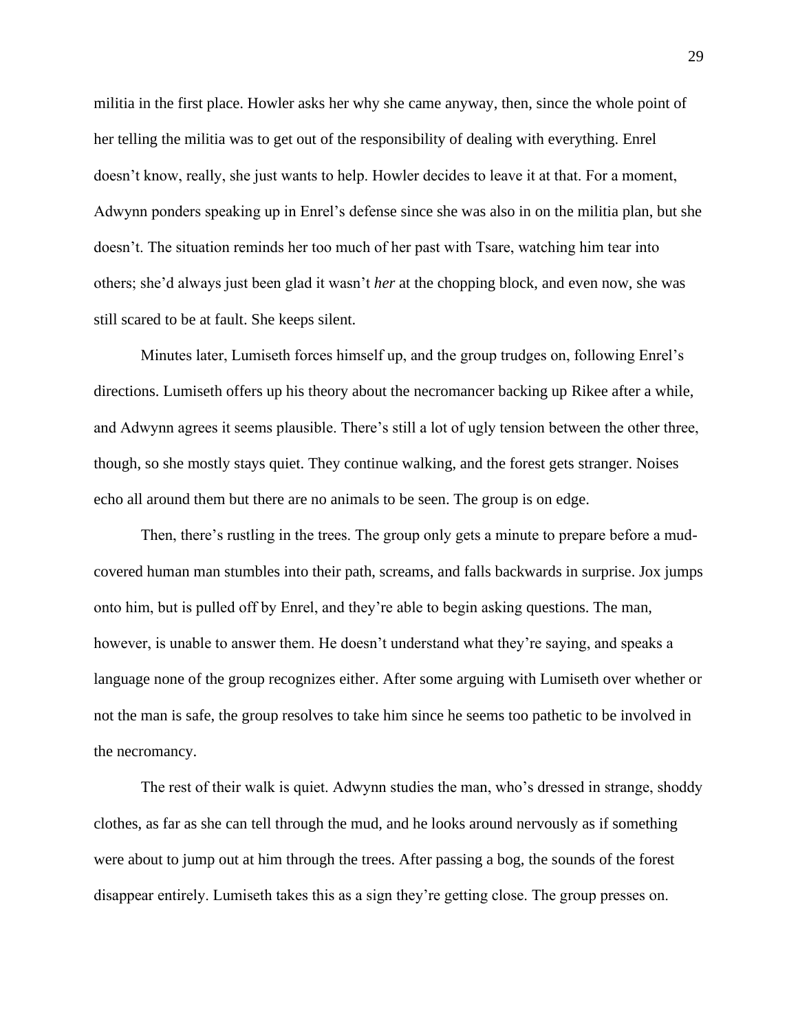militia in the first place. Howler asks her why she came anyway, then, since the whole point of her telling the militia was to get out of the responsibility of dealing with everything. Enrel doesn't know, really, she just wants to help. Howler decides to leave it at that. For a moment, Adwynn ponders speaking up in Enrel's defense since she was also in on the militia plan, but she doesn't. The situation reminds her too much of her past with Tsare, watching him tear into others; she'd always just been glad it wasn't *her* at the chopping block, and even now, she was still scared to be at fault. She keeps silent.

Minutes later, Lumiseth forces himself up, and the group trudges on, following Enrel's directions. Lumiseth offers up his theory about the necromancer backing up Rikee after a while, and Adwynn agrees it seems plausible. There's still a lot of ugly tension between the other three, though, so she mostly stays quiet. They continue walking, and the forest gets stranger. Noises echo all around them but there are no animals to be seen. The group is on edge.

Then, there's rustling in the trees. The group only gets a minute to prepare before a mud-covered human man stumbles into their path, screams, and falls backwards in surprise. Jox jumps onto him, but is pulled off by Enrel, and they're able to begin asking questions. The man, however, is unable to answer them. He doesn't understand what they're saying, and speaks a language none of the group recognizes either. After some arguing with Lumiseth over whether or not the man is safe, the group resolves to take him since he seems too pathetic to be involved in the necromancy.

The rest of their walk is quiet. Adwynn studies the man, who's dressed in strange, shoddy clothes, as far as she can tell through the mud, and he looks around nervously as if something were about to jump out at him through the trees. After passing a bog, the sounds of the forest disappear entirely. Lumiseth takes this as a sign they're getting close. The group presses on.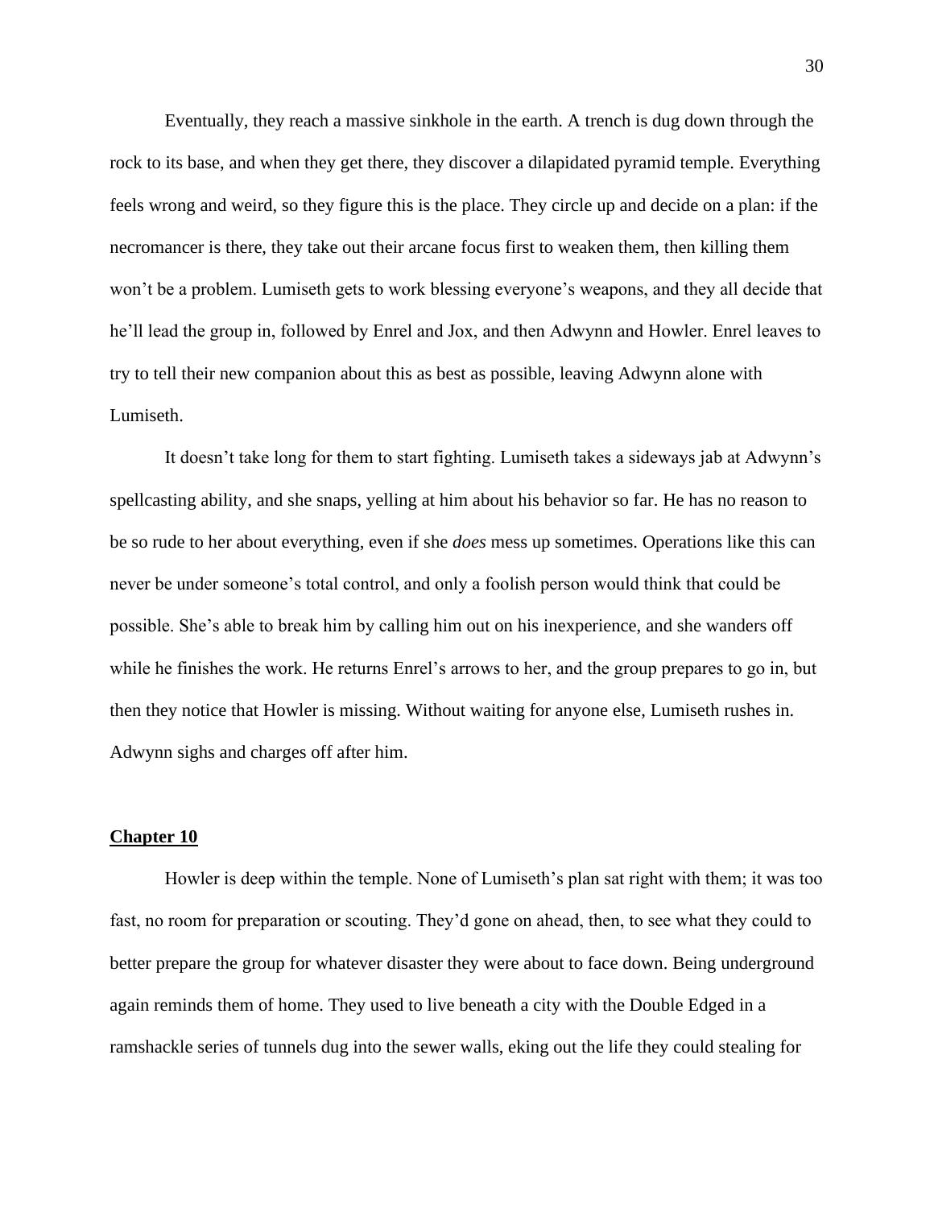Eventually, they reach a massive sinkhole in the earth. A trench is dug down through the rock to its base, and when they get there, they discover a dilapidated pyramid temple. Everything feels wrong and weird, so they figure this is the place. They circle up and decide on a plan: if the necromancer is there, they take out their arcane focus first to weaken them, then killing them won't be a problem. Lumiseth gets to work blessing everyone's weapons, and they all decide that he'll lead the group in, followed by Enrel and Jox, and then Adwynn and Howler. Enrel leaves to try to tell their new companion about this as best as possible, leaving Adwynn alone with Lumiseth.

It doesn't take long for them to start fighting. Lumiseth takes a sideways jab at Adwynn's spellcasting ability, and she snaps, yelling at him about his behavior so far. He has no reason to be so rude to her about everything, even if she *does* mess up sometimes. Operations like this can never be under someone's total control, and only a foolish person would think that could be possible. She's able to break him by calling him out on his inexperience, and she wanders off while he finishes the work. He returns Enrel's arrows to her, and the group prepares to go in, but then they notice that Howler is missing. Without waiting for anyone else, Lumiseth rushes in. Adwynn sighs and charges off after him.

## Chapter 10

Howler is deep within the temple. None of Lumiseth's plan sat right with them; it was too fast, no room for preparation or scouting. They'd gone on ahead, then, to see what they could to better prepare the group for whatever disaster they were about to face down. Being underground again reminds them of home. They used to live beneath a city with the Double Edged in a ramshackle series of tunnels dug into the sewer walls, eking out the life they could stealing for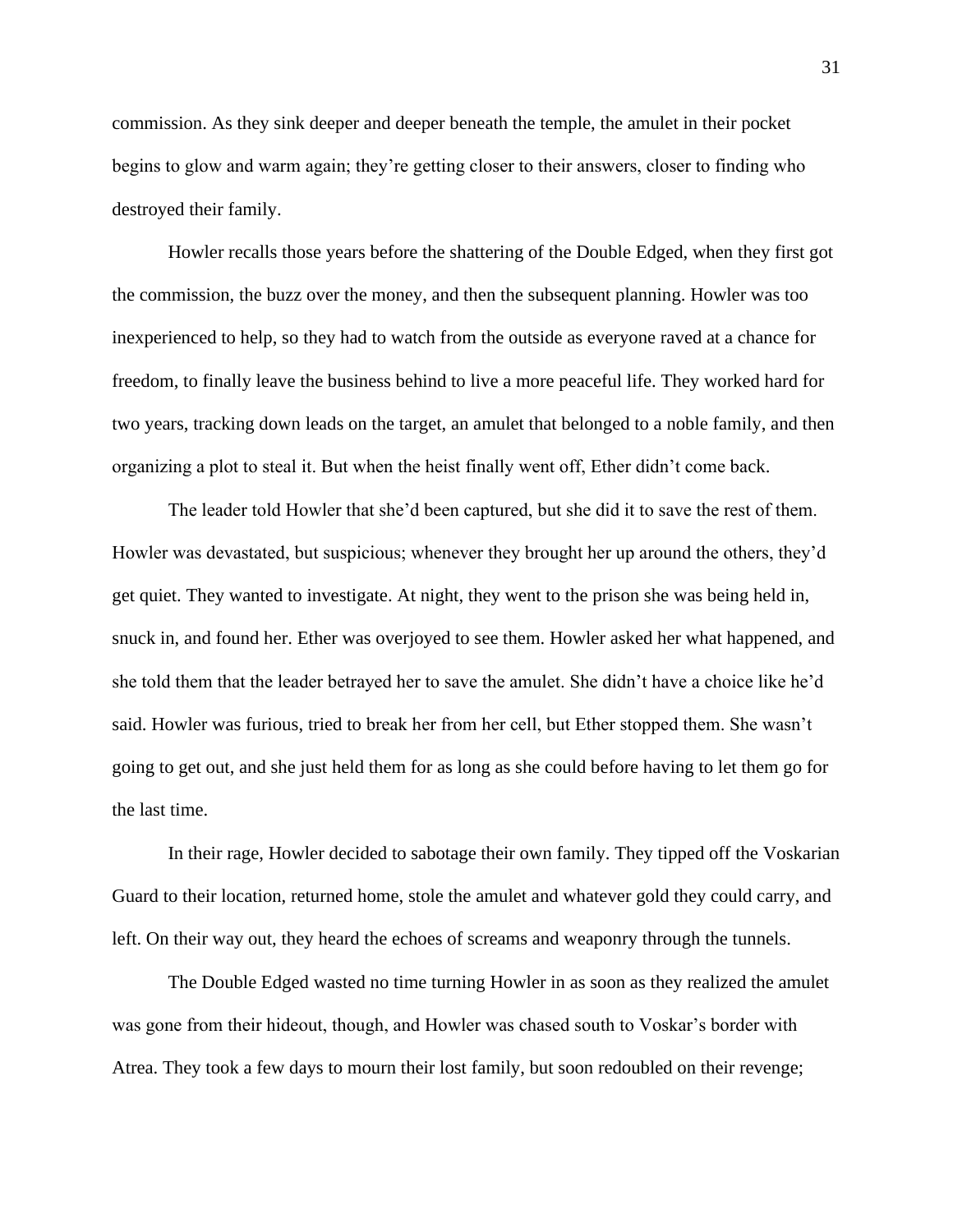commission. As they sink deeper and deeper beneath the temple, the amulet in their pocket begins to glow and warm again; they're getting closer to their answers, closer to finding who destroyed their family.

Howler recalls those years before the shattering of the Double Edged, when they first got the commission, the buzz over the money, and then the subsequent planning. Howler was too inexperienced to help, so they had to watch from the outside as everyone raved at a chance for freedom, to finally leave the business behind to live a more peaceful life. They worked hard for two years, tracking down leads on the target, an amulet that belonged to a noble family, and then organizing a plot to steal it. But when the heist finally went off, Ether didn't come back.

The leader told Howler that she'd been captured, but she did it to save the rest of them. Howler was devastated, but suspicious; whenever they brought her up around the others, they'd get quiet. They wanted to investigate. At night, they went to the prison she was being held in, snuck in, and found her. Ether was overjoyed to see them. Howler asked her what happened, and she told them that the leader betrayed her to save the amulet. She didn't have a choice like he'd said. Howler was furious, tried to break her from her cell, but Ether stopped them. She wasn't going to get out, and she just held them for as long as she could before having to let them go for the last time.

In their rage, Howler decided to sabotage their own family. They tipped off the Voskarian Guard to their location, returned home, stole the amulet and whatever gold they could carry, and left. On their way out, they heard the echoes of screams and weaponry through the tunnels.

The Double Edged wasted no time turning Howler in as soon as they realized the amulet was gone from their hideout, though, and Howler was chased south to Voskar's border with Atrea. They took a few days to mourn their lost family, but soon redoubled on their revenge;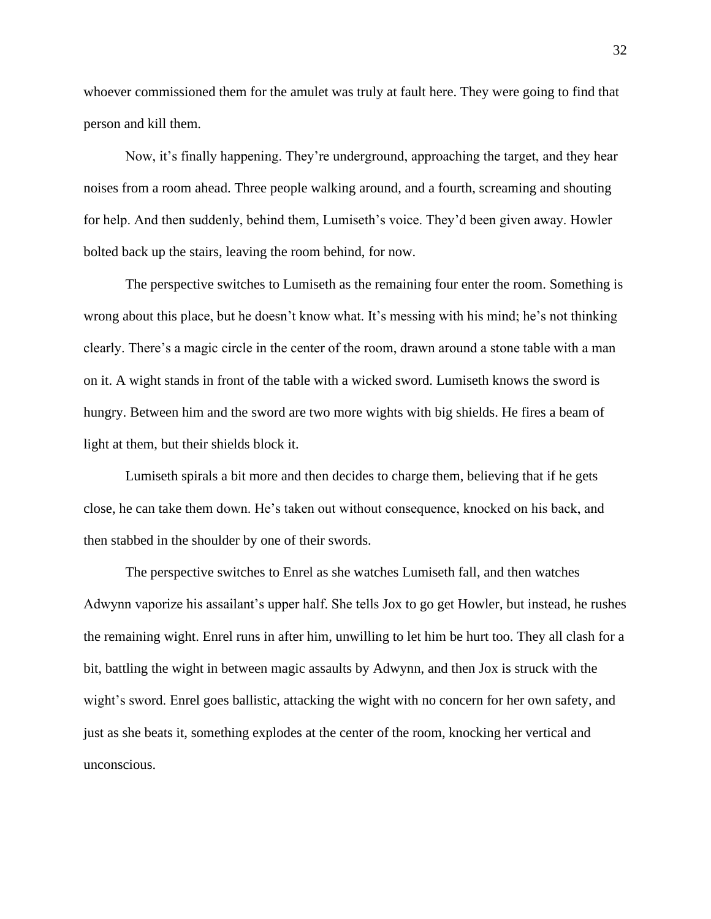whoever commissioned them for the amulet was truly at fault here. They were going to find that person and kill them.

Now, it's finally happening. They're underground, approaching the target, and they hear noises from a room ahead. Three people walking around, and a fourth, screaming and shouting for help. And then suddenly, behind them, Lumiseth's voice. They'd been given away. Howler bolted back up the stairs, leaving the room behind, for now.

The perspective switches to Lumiseth as the remaining four enter the room. Something is wrong about this place, but he doesn't know what. It's messing with his mind; he's not thinking clearly. There's a magic circle in the center of the room, drawn around a stone table with a man on it. A wight stands in front of the table with a wicked sword. Lumiseth knows the sword is hungry. Between him and the sword are two more wights with big shields. He fires a beam of light at them, but their shields block it.

Lumiseth spirals a bit more and then decides to charge them, believing that if he gets close, he can take them down. He's taken out without consequence, knocked on his back, and then stabbed in the shoulder by one of their swords.

The perspective switches to Enrel as she watches Lumiseth fall, and then watches Adwynn vaporize his assailant's upper half. She tells Jox to go get Howler, but instead, he rushes the remaining wight. Enrel runs in after him, unwilling to let him be hurt too. They all clash for a bit, battling the wight in between magic assaults by Adwynn, and then Jox is struck with the wight's sword. Enrel goes ballistic, attacking the wight with no concern for her own safety, and just as she beats it, something explodes at the center of the room, knocking her vertical and unconscious.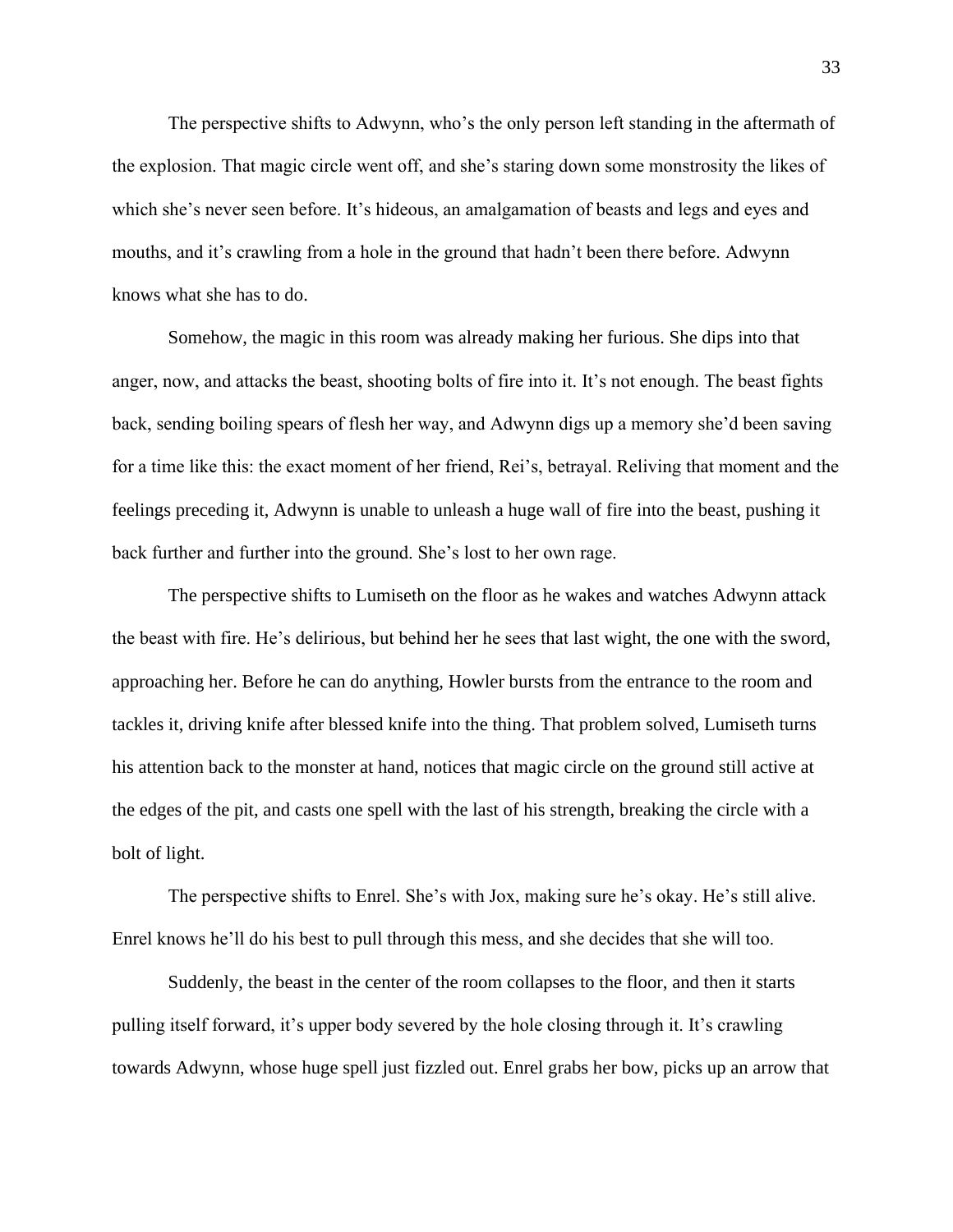The perspective shifts to Adwynn, who's the only person left standing in the aftermath of the explosion. That magic circle went off, and she's staring down some monstrosity the likes of which she's never seen before. It's hideous, an amalgamation of beasts and legs and eyes and mouths, and it's crawling from a hole in the ground that hadn't been there before. Adwynn knows what she has to do.

Somehow, the magic in this room was already making her furious. She dips into that anger, now, and attacks the beast, shooting bolts of fire into it. It's not enough. The beast fights back, sending boiling spears of flesh her way, and Adwynn digs up a memory she'd been saving for a time like this: the exact moment of her friend, Rei's, betrayal. Reliving that moment and the feelings preceding it, Adwynn is unable to unleash a huge wall of fire into the beast, pushing it back further and further into the ground. She's lost to her own rage.

The perspective shifts to Lumiseth on the floor as he wakes and watches Adwynn attack the beast with fire. He's delirious, but behind her he sees that last wight, the one with the sword, approaching her. Before he can do anything, Howler bursts from the entrance to the room and tackles it, driving knife after blessed knife into the thing. That problem solved, Lumiseth turns his attention back to the monster at hand, notices that magic circle on the ground still active at the edges of the pit, and casts one spell with the last of his strength, breaking the circle with a bolt of light.

The perspective shifts to Enrel. She's with Jox, making sure he's okay. He's still alive. Enrel knows he'll do his best to pull through this mess, and she decides that she will too.

Suddenly, the beast in the center of the room collapses to the floor, and then it starts pulling itself forward, it's upper body severed by the hole closing through it. It's crawling towards Adwynn, whose huge spell just fizzled out. Enrel grabs her bow, picks up an arrow that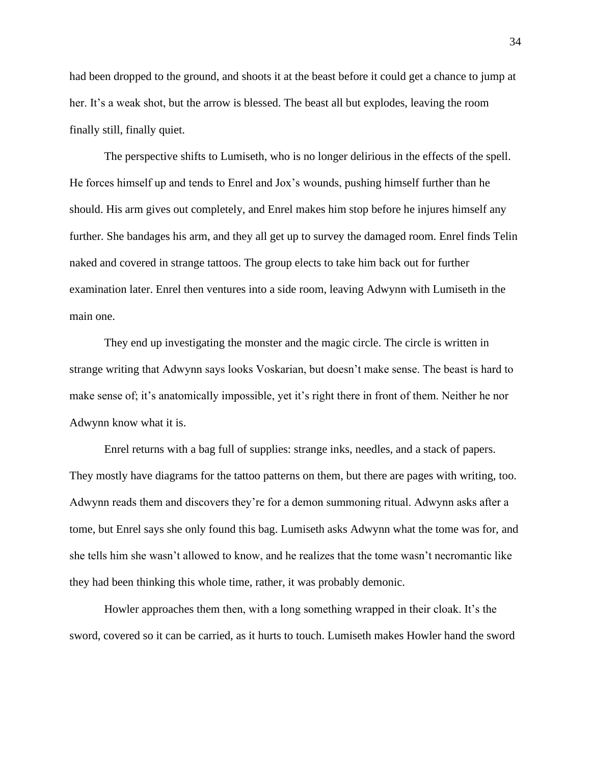had been dropped to the ground, and shoots it at the beast before it could get a chance to jump at her. It's a weak shot, but the arrow is blessed. The beast all but explodes, leaving the room finally still, finally quiet.

The perspective shifts to Lumiseth, who is no longer delirious in the effects of the spell. He forces himself up and tends to Enrel and Jox's wounds, pushing himself further than he should. His arm gives out completely, and Enrel makes him stop before he injures himself any further. She bandages his arm, and they all get up to survey the damaged room. Enrel finds Telin naked and covered in strange tattoos. The group elects to take him back out for further examination later. Enrel then ventures into a side room, leaving Adwynn with Lumiseth in the main one.

They end up investigating the monster and the magic circle. The circle is written in strange writing that Adwynn says looks Voskarian, but doesn't make sense. The beast is hard to make sense of; it's anatomically impossible, yet it's right there in front of them. Neither he nor Adwynn know what it is.

Enrel returns with a bag full of supplies: strange inks, needles, and a stack of papers. They mostly have diagrams for the tattoo patterns on them, but there are pages with writing, too. Adwynn reads them and discovers they're for a demon summoning ritual. Adwynn asks after a tome, but Enrel says she only found this bag. Lumiseth asks Adwynn what the tome was for, and she tells him she wasn't allowed to know, and he realizes that the tome wasn't necromantic like they had been thinking this whole time, rather, it was probably demonic.

Howler approaches them then, with a long something wrapped in their cloak. It's the sword, covered so it can be carried, as it hurts to touch. Lumiseth makes Howler hand the sword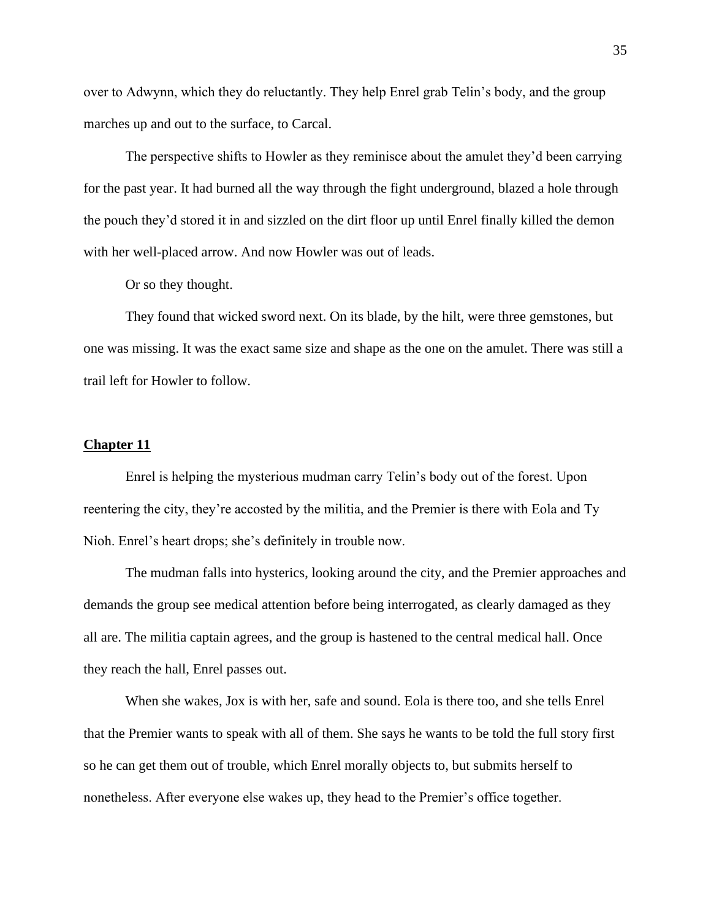over to Adwynn, which they do reluctantly. They help Enrel grab Telin's body, and the group marches up and out to the surface, to Carcal.

The perspective shifts to Howler as they reminisce about the amulet they'd been carrying for the past year. It had burned all the way through the fight underground, blazed a hole through the pouch they'd stored it in and sizzled on the dirt floor up until Enrel finally killed the demon with her well-placed arrow. And now Howler was out of leads.

Or so they thought.

They found that wicked sword next. On its blade, by the hilt, were three gemstones, but one was missing. It was the exact same size and shape as the one on the amulet. There was still a trail left for Howler to follow.

## Chapter 11

Enrel is helping the mysterious mudman carry Telin's body out of the forest. Upon reentering the city, they're accosted by the militia, and the Premier is there with Eola and Ty Nioh. Enrel's heart drops; she's definitely in trouble now.

The mudman falls into hysterics, looking around the city, and the Premier approaches and demands the group see medical attention before being interrogated, as clearly damaged as they all are. The militia captain agrees, and the group is hastened to the central medical hall. Once they reach the hall, Enrel passes out.

When she wakes, Jox is with her, safe and sound. Eola is there too, and she tells Enrel that the Premier wants to speak with all of them. She says he wants to be told the full story first so he can get them out of trouble, which Enrel morally objects to, but submits herself to nonetheless. After everyone else wakes up, they head to the Premier's office together.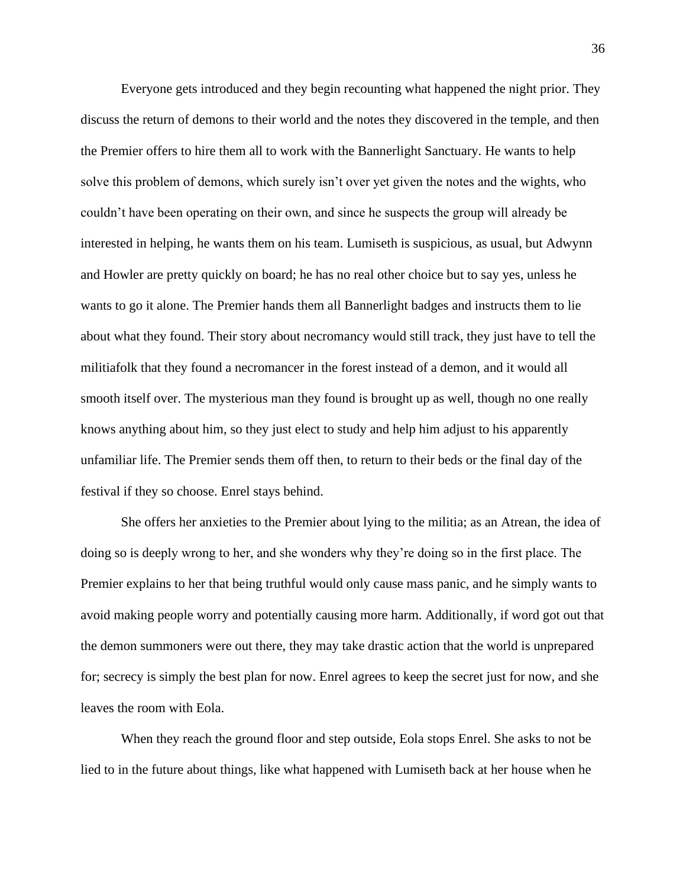Everyone gets introduced and they begin recounting what happened the night prior. They discuss the return of demons to their world and the notes they discovered in the temple, and then the Premier offers to hire them all to work with the Bannerlight Sanctuary. He wants to help solve this problem of demons, which surely isn't over yet given the notes and the wights, who couldn't have been operating on their own, and since he suspects the group will already be interested in helping, he wants them on his team. Lumiseth is suspicious, as usual, but Adwynn and Howler are pretty quickly on board; he has no real other choice but to say yes, unless he wants to go it alone. The Premier hands them all Bannerlight badges and instructs them to lie about what they found. Their story about necromancy would still track, they just have to tell the militiafolk that they found a necromancer in the forest instead of a demon, and it would all smooth itself over. The mysterious man they found is brought up as well, though no one really knows anything about him, so they just elect to study and help him adjust to his apparently unfamiliar life. The Premier sends them off then, to return to their beds or the final day of the festival if they so choose. Enrel stays behind.

She offers her anxieties to the Premier about lying to the militia; as an Atrean, the idea of doing so is deeply wrong to her, and she wonders why they're doing so in the first place. The Premier explains to her that being truthful would only cause mass panic, and he simply wants to avoid making people worry and potentially causing more harm. Additionally, if word got out that the demon summoners were out there, they may take drastic action that the world is unprepared for; secrecy is simply the best plan for now. Enrel agrees to keep the secret just for now, and she leaves the room with Eola.

When they reach the ground floor and step outside, Eola stops Enrel. She asks to not be lied to in the future about things, like what happened with Lumiseth back at her house when he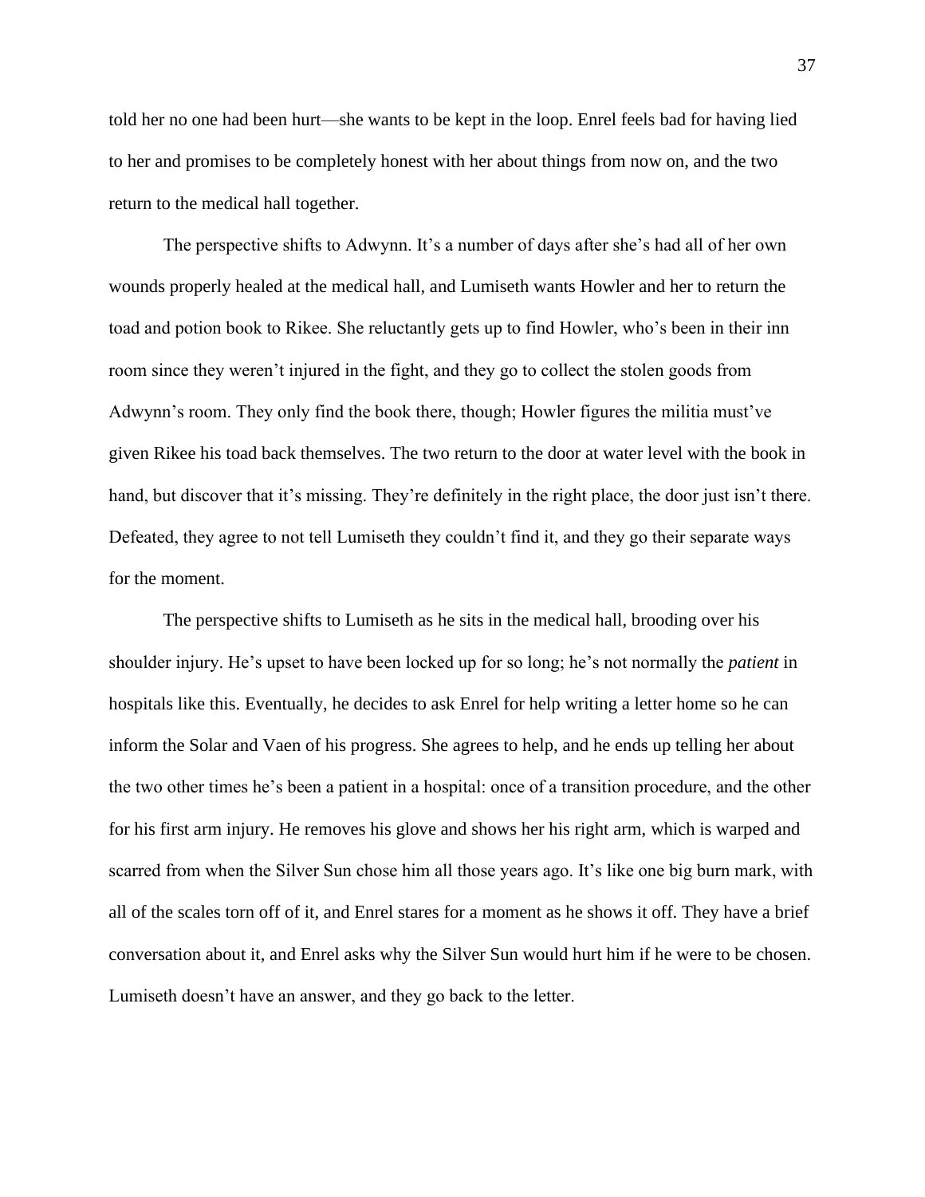told her no one had been hurt—she wants to be kept in the loop. Enrel feels bad for having lied to her and promises to be completely honest with her about things from now on, and the two return to the medical hall together.

The perspective shifts to Adwynn. It's a number of days after she's had all of her own wounds properly healed at the medical hall, and Lumiseth wants Howler and her to return the toad and potion book to Rikee. She reluctantly gets up to find Howler, who's been in their inn room since they weren't injured in the fight, and they go to collect the stolen goods from Adwynn's room. They only find the book there, though; Howler figures the militia must've given Rikee his toad back themselves. The two return to the door at water level with the book in hand, but discover that it's missing. They're definitely in the right place, the door just isn't there. Defeated, they agree to not tell Lumiseth they couldn't find it, and they go their separate ways for the moment.

The perspective shifts to Lumiseth as he sits in the medical hall, brooding over his shoulder injury. He's upset to have been locked up for so long; he's not normally the *patient* in hospitals like this. Eventually, he decides to ask Enrel for help writing a letter home so he can inform the Solar and Vaen of his progress. She agrees to help, and he ends up telling her about the two other times he's been a patient in a hospital: once of a transition procedure, and the other for his first arm injury. He removes his glove and shows her his right arm, which is warped and scarred from when the Silver Sun chose him all those years ago. It's like one big burn mark, with all of the scales torn off of it, and Enrel stares for a moment as he shows it off. They have a brief conversation about it, and Enrel asks why the Silver Sun would hurt him if he were to be chosen. Lumiseth doesn't have an answer, and they go back to the letter.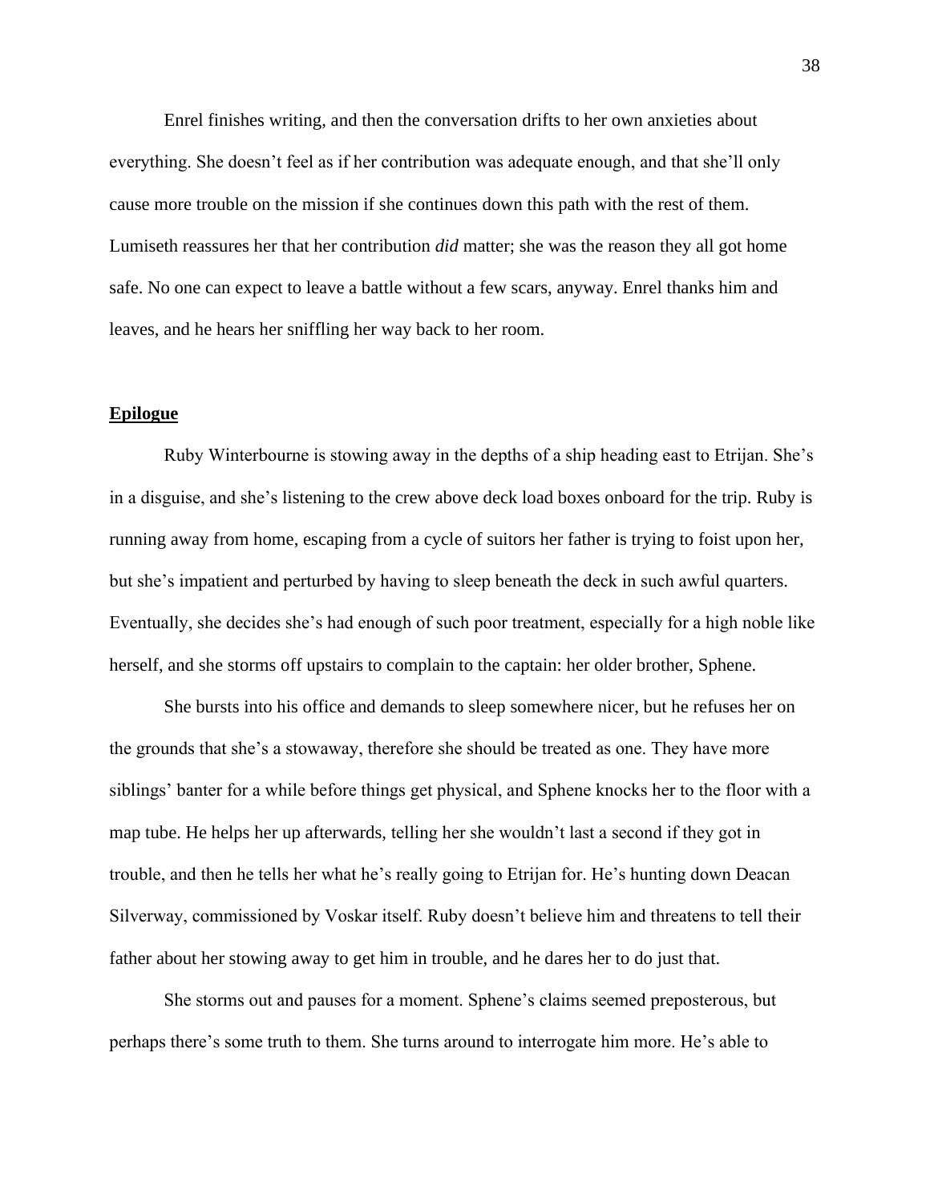Enrel finishes writing, and then the conversation drifts to her own anxieties about everything. She doesn't feel as if her contribution was adequate enough, and that she'll only cause more trouble on the mission if she continues down this path with the rest of them. Lumiseth reassures her that her contribution *did* matter; she was the reason they all got home safe. No one can expect to leave a battle without a few scars, anyway. Enrel thanks him and leaves, and he hears her sniffling her way back to her room.

## **Epilogue**

Ruby Winterbourne is stowing away in the depths of a ship heading east to Etrijan. She's in a disguise, and she's listening to the crew above deck load boxes onboard for the trip. Ruby is running away from home, escaping from a cycle of suitors her father is trying to foist upon her, but she's impatient and perturbed by having to sleep beneath the deck in such awful quarters. Eventually, she decides she's had enough of such poor treatment, especially for a high noble like herself, and she storms off upstairs to complain to the captain: her older brother, Sphene.

She bursts into his office and demands to sleep somewhere nicer, but he refuses her on the grounds that she's a stowaway, therefore she should be treated as one. They have more siblings' banter for a while before things get physical, and Sphene knocks her to the floor with a map tube. He helps her up afterwards, telling her she wouldn't last a second if they got in trouble, and then he tells her what he's really going to Etrijan for. He's hunting down Deacan Silverway, commissioned by Voskar itself. Ruby doesn't believe him and threatens to tell their father about her stowing away to get him in trouble, and he dares her to do just that.

She storms out and pauses for a moment. Sphene's claims seemed preposterous, but perhaps there's some truth to them. She turns around to interrogate him more. He's able to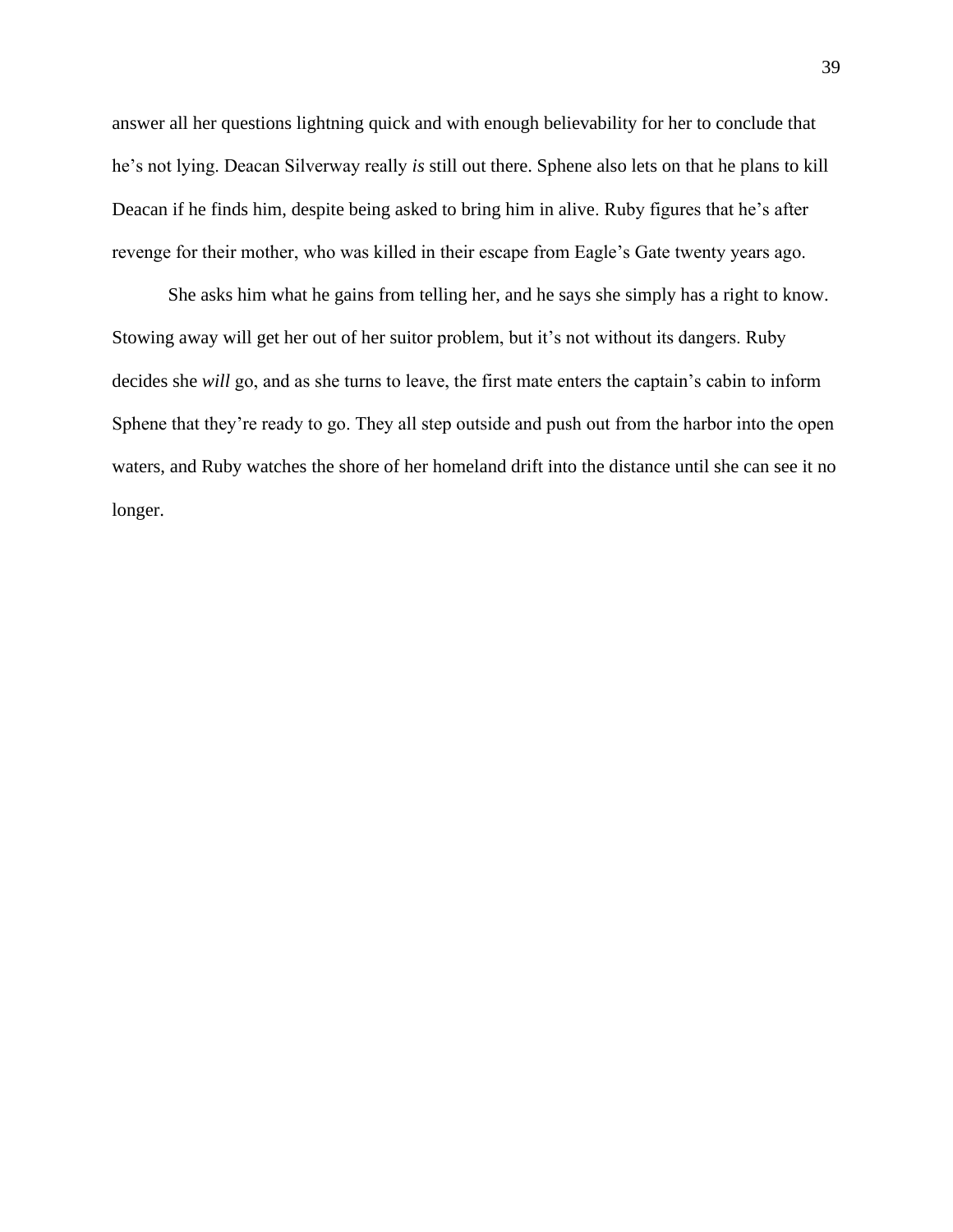answer all her questions lightning quick and with enough believability for her to conclude that he's not lying. Deacan Silverway really *is* still out there. Sphene also lets on that he plans to kill Deacan if he finds him, despite being asked to bring him in alive. Ruby figures that he's after revenge for their mother, who was killed in their escape from Eagle's Gate twenty years ago.

She asks him what he gains from telling her, and he says she simply has a right to know. Stowing away will get her out of her suitor problem, but it's not without its dangers. Ruby decides she *will* go, and as she turns to leave, the first mate enters the captain's cabin to inform Sphene that they're ready to go. They all step outside and push out from the harbor into the open waters, and Ruby watches the shore of her homeland drift into the distance until she can see it no longer.